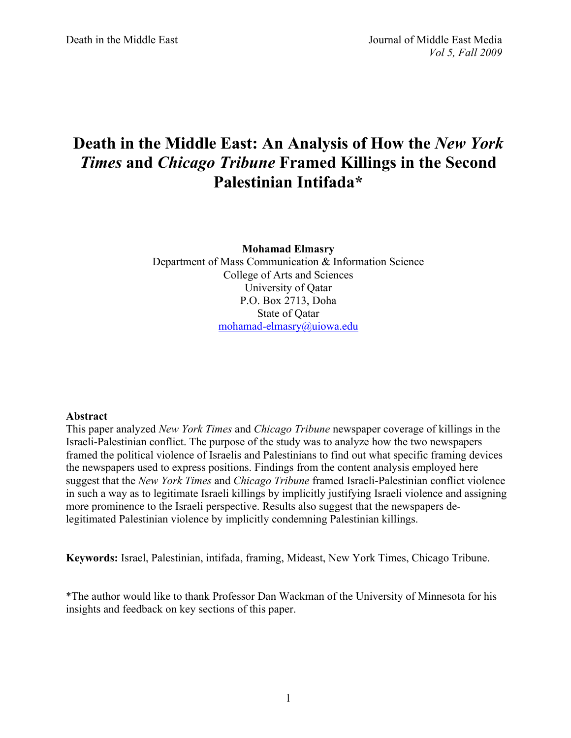# Death in the Middle East: An Analysis of How the *New York Times* and *Chicago Tribune* Framed Killings in the Second Palestinian Intifada*

**Mohamad Elmasry**
Department of Mass Communication & Information Science
College of Arts and Sciences
University of Qatar
P.O. Box 2713, Doha
State of Qatar
mohamad-elmasry@uiowa.edu

**Abstract**
This paper analyzed *New York Times* and *Chicago Tribune* newspaper coverage of killings in the Israeli-Palestinian conflict. The purpose of the study was to analyze how the two newspapers framed the political violence of Israelis and Palestinians to find out what specific framing devices the newspapers used to express positions. Findings from the content analysis employed here suggest that the *New York Times* and *Chicago Tribune* framed Israeli-Palestinian conflict violence in such a way as to legitimate Israeli killings by implicitly justifying Israeli violence and assigning more prominence to the Israeli perspective. Results also suggest that the newspapers de-legitimated Palestinian violence by implicitly condemning Palestinian killings.

**Keywords:** Israel, Palestinian, intifada, framing, Mideast, New York Times, Chicago Tribune.

*The author would like to thank Professor Dan Wackman of the University of Minnesota for his insights and feedback on key sections of this paper.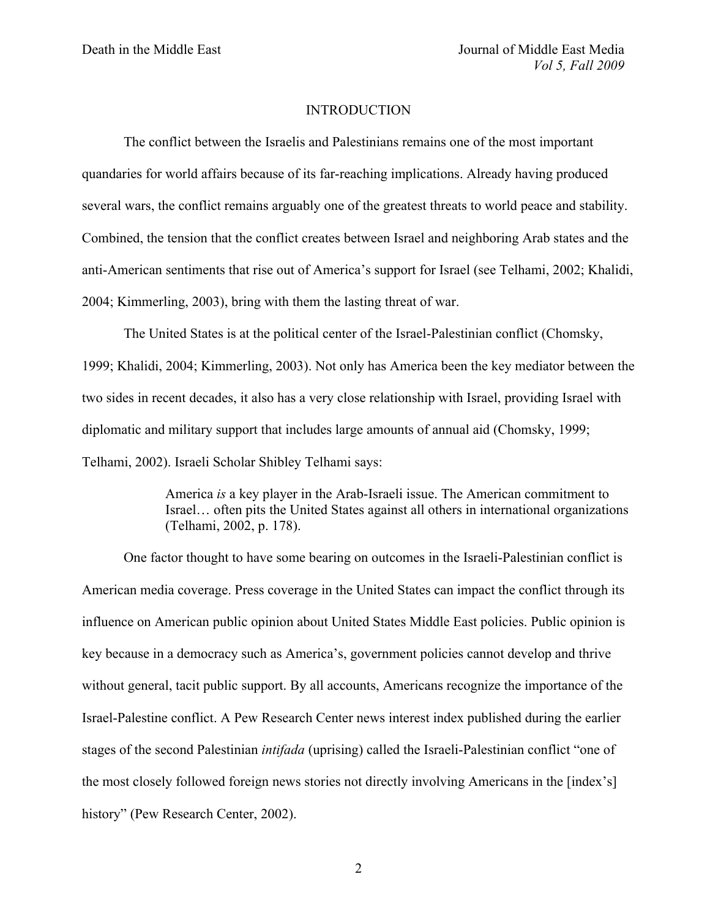## INTRODUCTION

The conflict between the Israelis and Palestinians remains one of the most important quandaries for world affairs because of its far-reaching implications. Already having produced several wars, the conflict remains arguably one of the greatest threats to world peace and stability. Combined, the tension that the conflict creates between Israel and neighboring Arab states and the anti-American sentiments that rise out of America's support for Israel (see Telhami, 2002; Khalidi, 2004; Kimmerling, 2003), bring with them the lasting threat of war.

The United States is at the political center of the Israel-Palestinian conflict (Chomsky, 1999; Khalidi, 2004; Kimmerling, 2003). Not only has America been the key mediator between the two sides in recent decades, it also has a very close relationship with Israel, providing Israel with diplomatic and military support that includes large amounts of annual aid (Chomsky, 1999; Telhami, 2002). Israeli Scholar Shibley Telhami says:

> America *is* a key player in the Arab-Israeli issue. The American commitment to Israel… often pits the United States against all others in international organizations (Telhami, 2002, p. 178).

One factor thought to have some bearing on outcomes in the Israeli-Palestinian conflict is American media coverage. Press coverage in the United States can impact the conflict through its influence on American public opinion about United States Middle East policies. Public opinion is key because in a democracy such as America's, government policies cannot develop and thrive without general, tacit public support. By all accounts, Americans recognize the importance of the Israel-Palestine conflict. A Pew Research Center news interest index published during the earlier stages of the second Palestinian *intifada* (uprising) called the Israeli-Palestinian conflict "one of the most closely followed foreign news stories not directly involving Americans in the [index's] history" (Pew Research Center, 2002).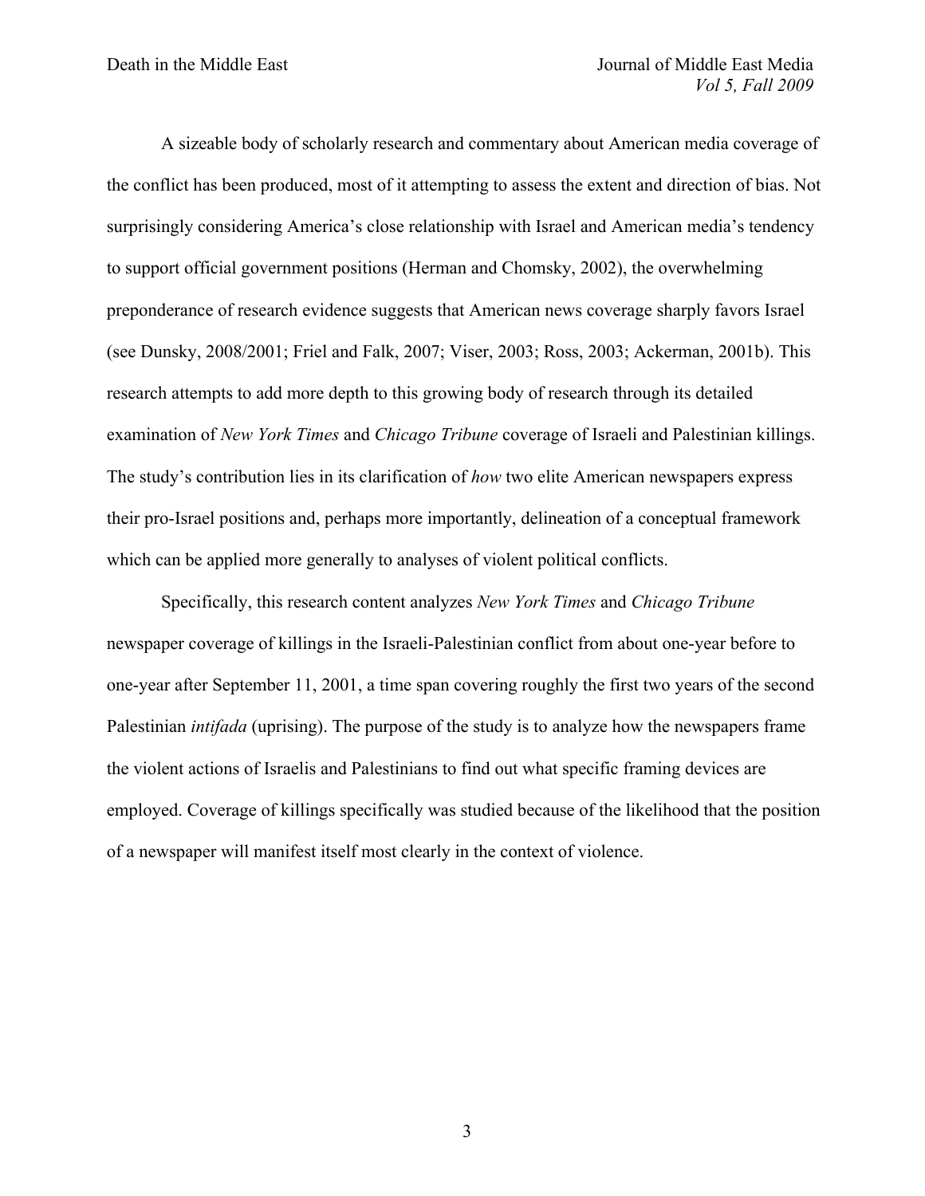A sizeable body of scholarly research and commentary about American media coverage of the conflict has been produced, most of it attempting to assess the extent and direction of bias. Not surprisingly considering America's close relationship with Israel and American media's tendency to support official government positions (Herman and Chomsky, 2002), the overwhelming preponderance of research evidence suggests that American news coverage sharply favors Israel (see Dunsky, 2008/2001; Friel and Falk, 2007; Viser, 2003; Ross, 2003; Ackerman, 2001b). This research attempts to add more depth to this growing body of research through its detailed examination of *New York Times* and *Chicago Tribune* coverage of Israeli and Palestinian killings. The study's contribution lies in its clarification of *how* two elite American newspapers express their pro-Israel positions and, perhaps more importantly, delineation of a conceptual framework which can be applied more generally to analyses of violent political conflicts.

Specifically, this research content analyzes *New York Times* and *Chicago Tribune* newspaper coverage of killings in the Israeli-Palestinian conflict from about one-year before to one-year after September 11, 2001, a time span covering roughly the first two years of the second Palestinian *intifada* (uprising). The purpose of the study is to analyze how the newspapers frame the violent actions of Israelis and Palestinians to find out what specific framing devices are employed. Coverage of killings specifically was studied because of the likelihood that the position of a newspaper will manifest itself most clearly in the context of violence.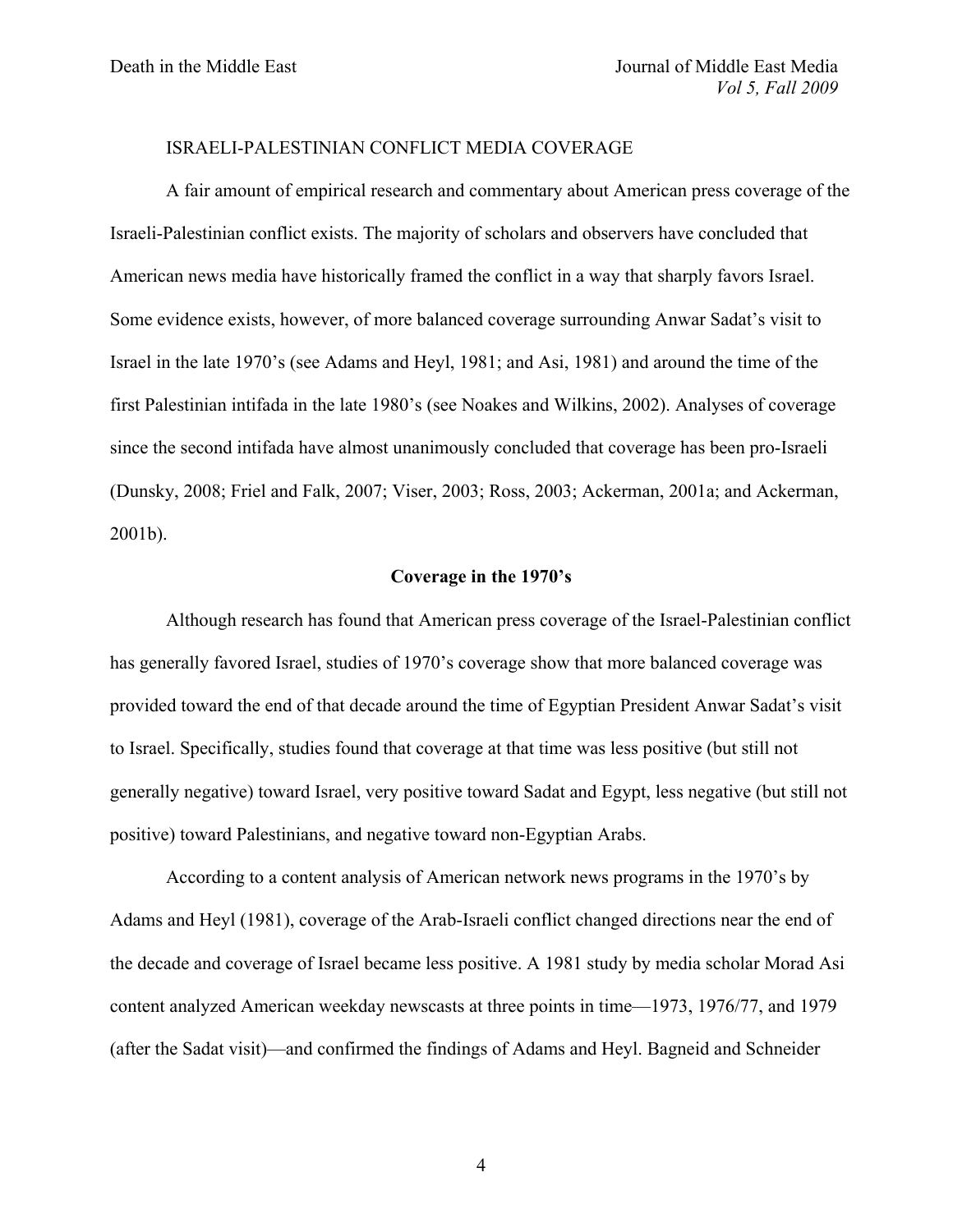ISRAELI-PALESTINIAN CONFLICT MEDIA COVERAGE

A fair amount of empirical research and commentary about American press coverage of the Israeli-Palestinian conflict exists. The majority of scholars and observers have concluded that American news media have historically framed the conflict in a way that sharply favors Israel. Some evidence exists, however, of more balanced coverage surrounding Anwar Sadat's visit to Israel in the late 1970's (see Adams and Heyl, 1981; and Asi, 1981) and around the time of the first Palestinian intifada in the late 1980's (see Noakes and Wilkins, 2002). Analyses of coverage since the second intifada have almost unanimously concluded that coverage has been pro-Israeli (Dunsky, 2008; Friel and Falk, 2007; Viser, 2003; Ross, 2003; Ackerman, 2001a; and Ackerman, 2001b).

## Coverage in the 1970's

Although research has found that American press coverage of the Israel-Palestinian conflict has generally favored Israel, studies of 1970's coverage show that more balanced coverage was provided toward the end of that decade around the time of Egyptian President Anwar Sadat's visit to Israel. Specifically, studies found that coverage at that time was less positive (but still not generally negative) toward Israel, very positive toward Sadat and Egypt, less negative (but still not positive) toward Palestinians, and negative toward non-Egyptian Arabs.

According to a content analysis of American network news programs in the 1970's by Adams and Heyl (1981), coverage of the Arab-Israeli conflict changed directions near the end of the decade and coverage of Israel became less positive. A 1981 study by media scholar Morad Asi content analyzed American weekday newscasts at three points in time—1973, 1976/77, and 1979 (after the Sadat visit)—and confirmed the findings of Adams and Heyl. Bagneid and Schneider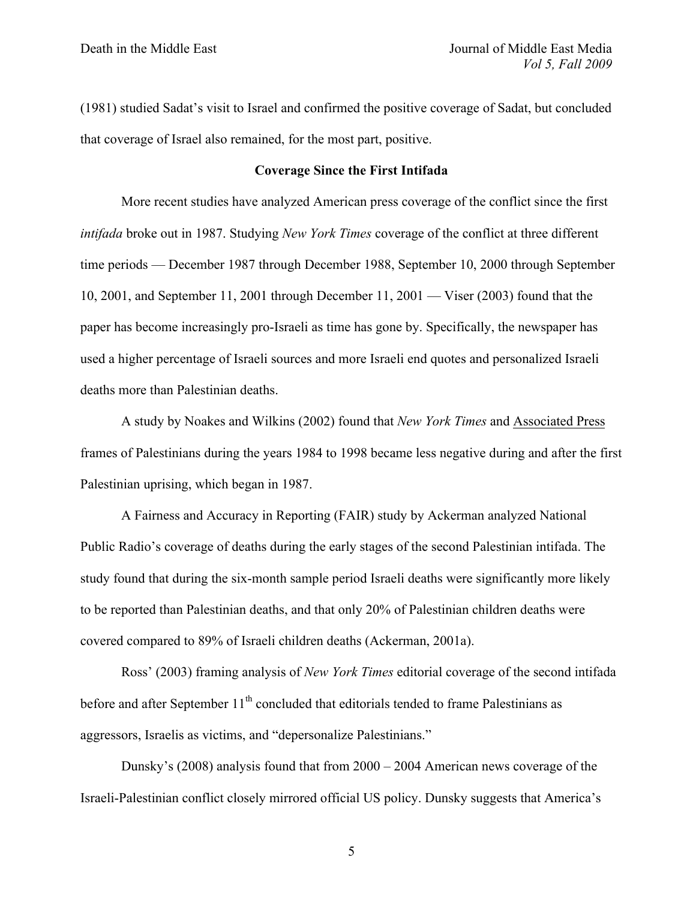(1981) studied Sadat's visit to Israel and confirmed the positive coverage of Sadat, but concluded that coverage of Israel also remained, for the most part, positive.

## Coverage Since the First Intifada

More recent studies have analyzed American press coverage of the conflict since the first *intifada* broke out in 1987. Studying *New York Times* coverage of the conflict at three different time periods — December 1987 through December 1988, September 10, 2000 through September 10, 2001, and September 11, 2001 through December 11, 2001 — Viser (2003) found that the paper has become increasingly pro-Israeli as time has gone by. Specifically, the newspaper has used a higher percentage of Israeli sources and more Israeli end quotes and personalized Israeli deaths more than Palestinian deaths.

A study by Noakes and Wilkins (2002) found that *New York Times* and Associated Press frames of Palestinians during the years 1984 to 1998 became less negative during and after the first Palestinian uprising, which began in 1987.

A Fairness and Accuracy in Reporting (FAIR) study by Ackerman analyzed National Public Radio's coverage of deaths during the early stages of the second Palestinian intifada. The study found that during the six-month sample period Israeli deaths were significantly more likely to be reported than Palestinian deaths, and that only 20% of Palestinian children deaths were covered compared to 89% of Israeli children deaths (Ackerman, 2001a).

Ross' (2003) framing analysis of *New York Times* editorial coverage of the second intifada before and after September 11th concluded that editorials tended to frame Palestinians as aggressors, Israelis as victims, and "depersonalize Palestinians."

Dunsky's (2008) analysis found that from 2000 – 2004 American news coverage of the Israeli-Palestinian conflict closely mirrored official US policy. Dunsky suggests that America's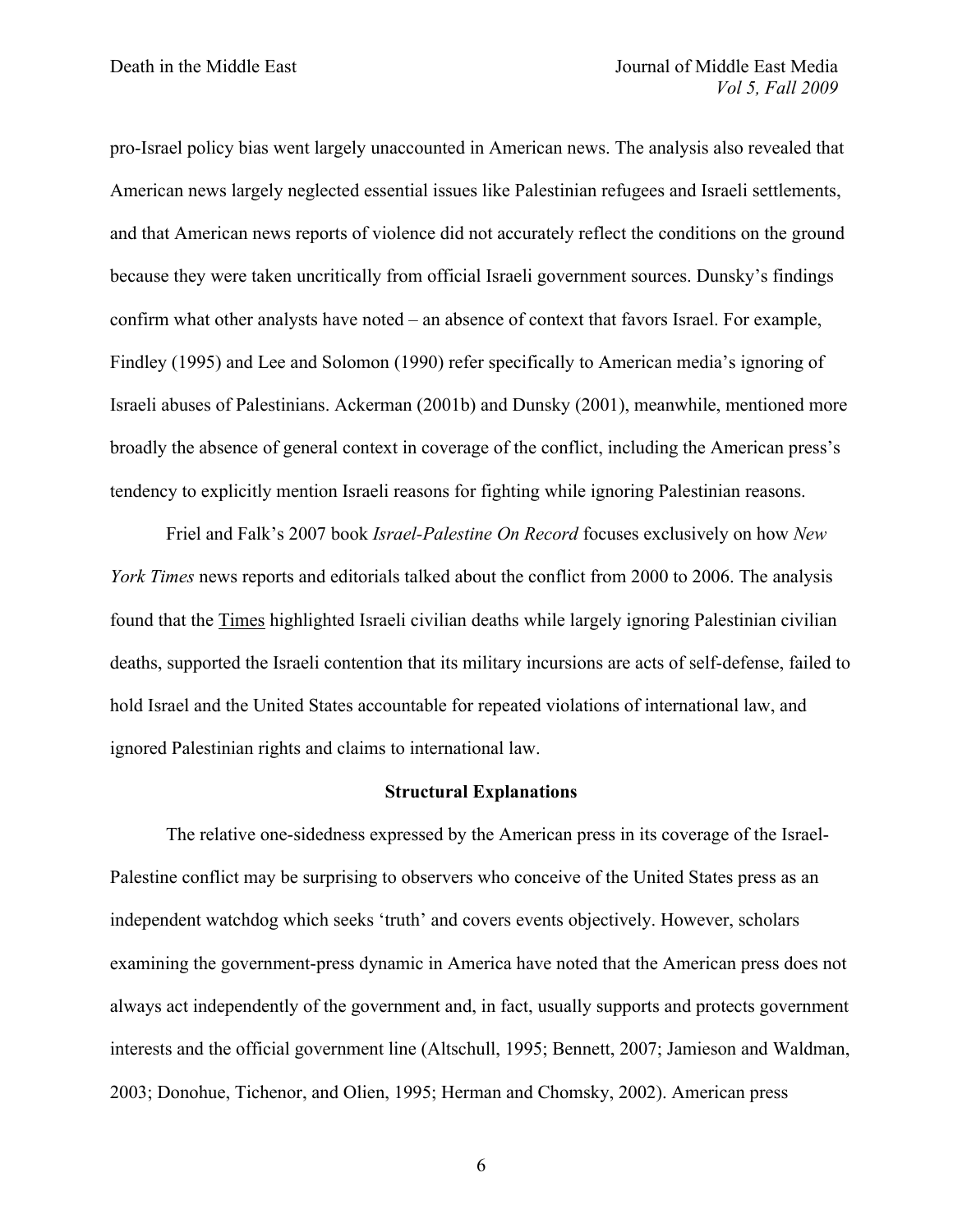pro-Israel policy bias went largely unaccounted in American news. The analysis also revealed that American news largely neglected essential issues like Palestinian refugees and Israeli settlements, and that American news reports of violence did not accurately reflect the conditions on the ground because they were taken uncritically from official Israeli government sources. Dunsky's findings confirm what other analysts have noted – an absence of context that favors Israel. For example, Findley (1995) and Lee and Solomon (1990) refer specifically to American media's ignoring of Israeli abuses of Palestinians. Ackerman (2001b) and Dunsky (2001), meanwhile, mentioned more broadly the absence of general context in coverage of the conflict, including the American press's tendency to explicitly mention Israeli reasons for fighting while ignoring Palestinian reasons.

Friel and Falk's 2007 book *Israel-Palestine On Record* focuses exclusively on how *New York Times* news reports and editorials talked about the conflict from 2000 to 2006. The analysis found that the Times highlighted Israeli civilian deaths while largely ignoring Palestinian civilian deaths, supported the Israeli contention that its military incursions are acts of self-defense, failed to hold Israel and the United States accountable for repeated violations of international law, and ignored Palestinian rights and claims to international law.

## Structural Explanations

The relative one-sidedness expressed by the American press in its coverage of the Israel-Palestine conflict may be surprising to observers who conceive of the United States press as an independent watchdog which seeks 'truth' and covers events objectively. However, scholars examining the government-press dynamic in America have noted that the American press does not always act independently of the government and, in fact, usually supports and protects government interests and the official government line (Altschull, 1995; Bennett, 2007; Jamieson and Waldman, 2003; Donohue, Tichenor, and Olien, 1995; Herman and Chomsky, 2002). American press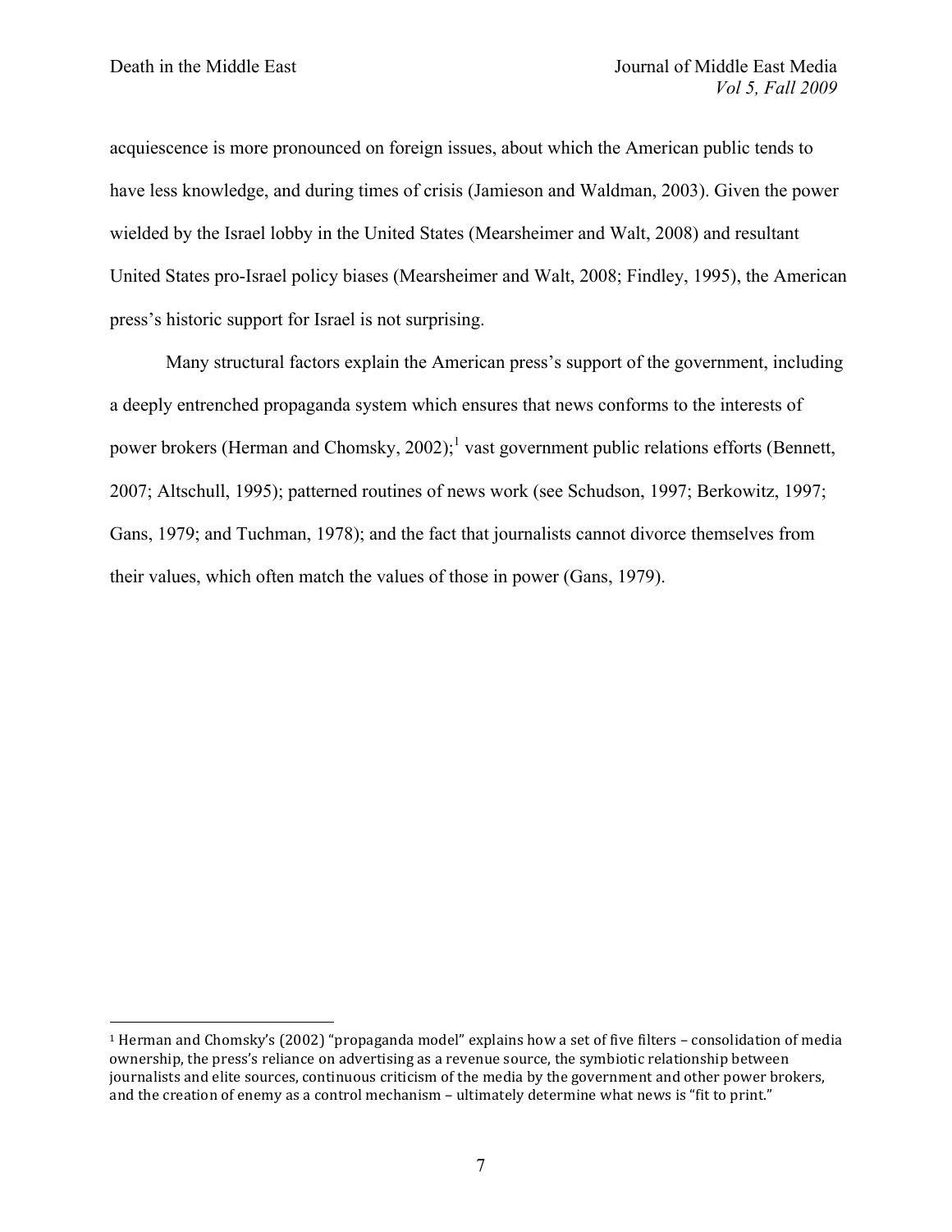acquiescence is more pronounced on foreign issues, about which the American public tends to have less knowledge, and during times of crisis (Jamieson and Waldman, 2003). Given the power wielded by the Israel lobby in the United States (Mearsheimer and Walt, 2008) and resultant United States pro-Israel policy biases (Mearsheimer and Walt, 2008; Findley, 1995), the American press's historic support for Israel is not surprising.

Many structural factors explain the American press's support of the government, including a deeply entrenched propaganda system which ensures that news conforms to the interests of power brokers (Herman and Chomsky, 2002);[1] vast government public relations efforts (Bennett, 2007; Altschull, 1995); patterned routines of news work (see Schudson, 1997; Berkowitz, 1997; Gans, 1979; and Tuchman, 1978); and the fact that journalists cannot divorce themselves from their values, which often match the values of those in power (Gans, 1979).

---

[1] Herman and Chomsky's (2002) "propaganda model" explains how a set of five filters – consolidation of media ownership, the press's reliance on advertising as a revenue source, the symbiotic relationship between journalists and elite sources, continuous criticism of the media by the government and other power brokers, and the creation of enemy as a control mechanism – ultimately determine what news is "fit to print."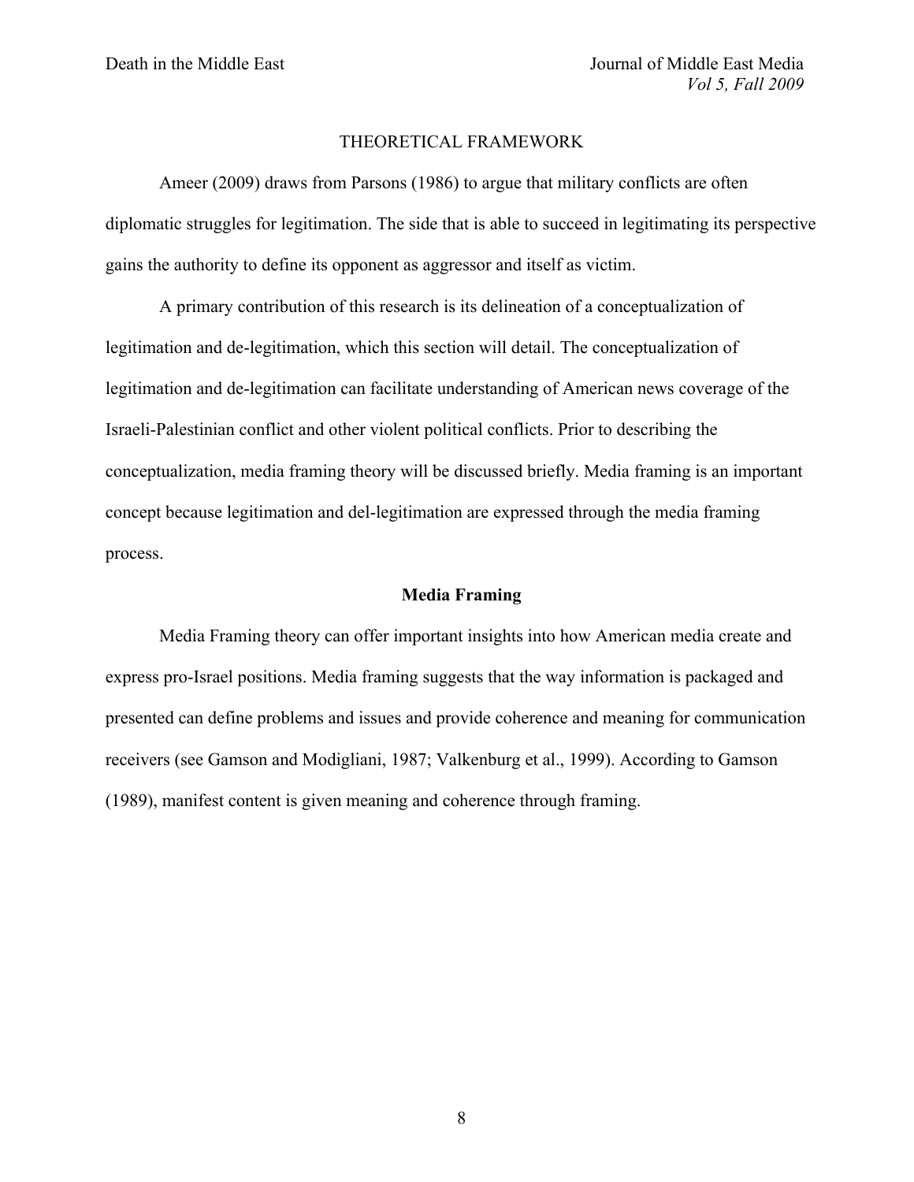## THEORETICAL FRAMEWORK

Ameer (2009) draws from Parsons (1986) to argue that military conflicts are often diplomatic struggles for legitimation. The side that is able to succeed in legitimating its perspective gains the authority to define its opponent as aggressor and itself as victim.

A primary contribution of this research is its delineation of a conceptualization of legitimation and de-legitimation, which this section will detail. The conceptualization of legitimation and de-legitimation can facilitate understanding of American news coverage of the Israeli-Palestinian conflict and other violent political conflicts. Prior to describing the conceptualization, media framing theory will be discussed briefly. Media framing is an important concept because legitimation and del-legitimation are expressed through the media framing process.

### Media Framing

Media Framing theory can offer important insights into how American media create and express pro-Israel positions. Media framing suggests that the way information is packaged and presented can define problems and issues and provide coherence and meaning for communication receivers (see Gamson and Modigliani, 1987; Valkenburg et al., 1999). According to Gamson (1989), manifest content is given meaning and coherence through framing.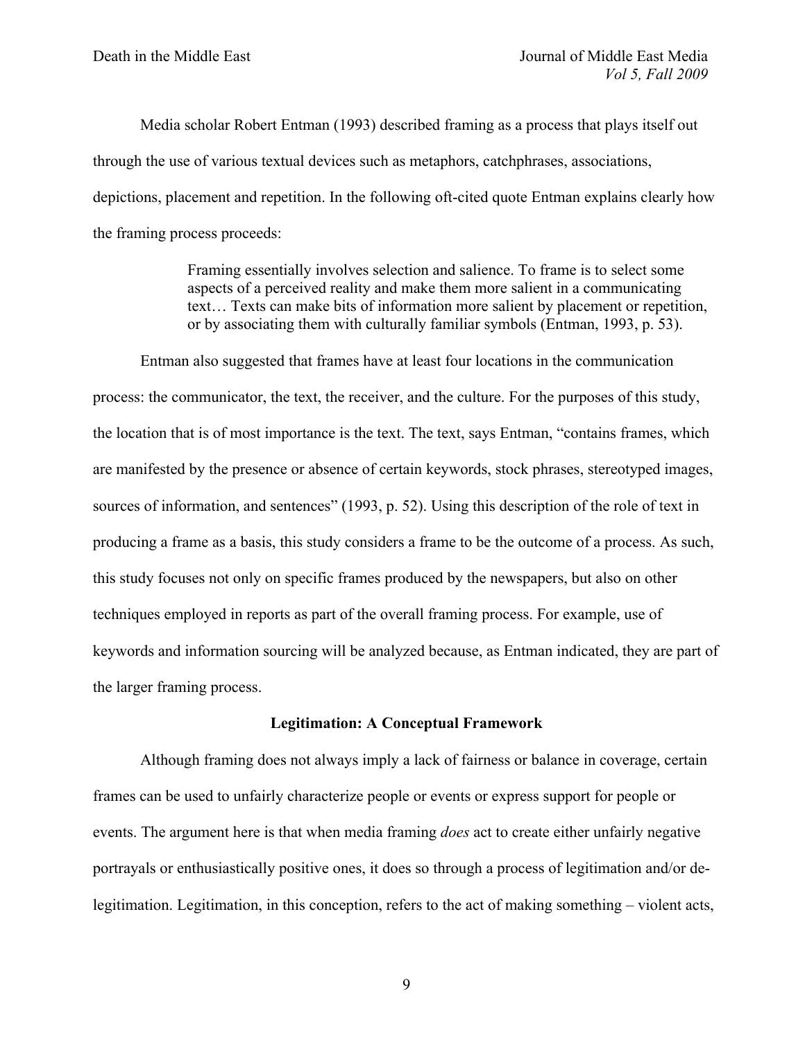Media scholar Robert Entman (1993) described framing as a process that plays itself out through the use of various textual devices such as metaphors, catchphrases, associations, depictions, placement and repetition. In the following oft-cited quote Entman explains clearly how the framing process proceeds:

> Framing essentially involves selection and salience. To frame is to select some aspects of a perceived reality and make them more salient in a communicating text… Texts can make bits of information more salient by placement or repetition, or by associating them with culturally familiar symbols (Entman, 1993, p. 53).

Entman also suggested that frames have at least four locations in the communication process: the communicator, the text, the receiver, and the culture. For the purposes of this study, the location that is of most importance is the text. The text, says Entman, "contains frames, which are manifested by the presence or absence of certain keywords, stock phrases, stereotyped images, sources of information, and sentences" (1993, p. 52). Using this description of the role of text in producing a frame as a basis, this study considers a frame to be the outcome of a process. As such, this study focuses not only on specific frames produced by the newspapers, but also on other techniques employed in reports as part of the overall framing process. For example, use of keywords and information sourcing will be analyzed because, as Entman indicated, they are part of the larger framing process.

## Legitimation: A Conceptual Framework

Although framing does not always imply a lack of fairness or balance in coverage, certain frames can be used to unfairly characterize people or events or express support for people or events. The argument here is that when media framing *does* act to create either unfairly negative portrayals or enthusiastically positive ones, it does so through a process of legitimation and/or de-legitimation. Legitimation, in this conception, refers to the act of making something – violent acts,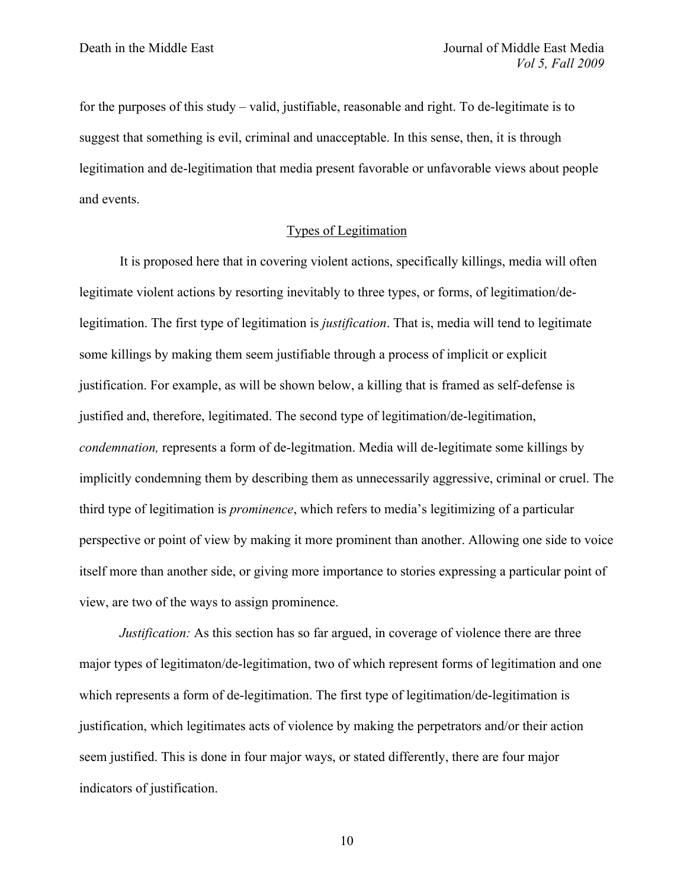for the purposes of this study – valid, justifiable, reasonable and right. To de-legitimate is to suggest that something is evil, criminal and unacceptable. In this sense, then, it is through legitimation and de-legitimation that media present favorable or unfavorable views about people and events.

## Types of Legitimation

It is proposed here that in covering violent actions, specifically killings, media will often legitimate violent actions by resorting inevitably to three types, or forms, of legitimation/de-legitimation. The first type of legitimation is *justification*. That is, media will tend to legitimate some killings by making them seem justifiable through a process of implicit or explicit justification. For example, as will be shown below, a killing that is framed as self-defense is justified and, therefore, legitimated. The second type of legitimation/de-legitimation, *condemnation,* represents a form of de-legitmation. Media will de-legitimate some killings by implicitly condemning them by describing them as unnecessarily aggressive, criminal or cruel. The third type of legitimation is *prominence*, which refers to media's legitimizing of a particular perspective or point of view by making it more prominent than another. Allowing one side to voice itself more than another side, or giving more importance to stories expressing a particular point of view, are two of the ways to assign prominence.

*Justification:* As this section has so far argued, in coverage of violence there are three major types of legitimaton/de-legitimation, two of which represent forms of legitimation and one which represents a form of de-legitimation. The first type of legitimation/de-legitimation is justification, which legitimates acts of violence by making the perpetrators and/or their action seem justified. This is done in four major ways, or stated differently, there are four major indicators of justification.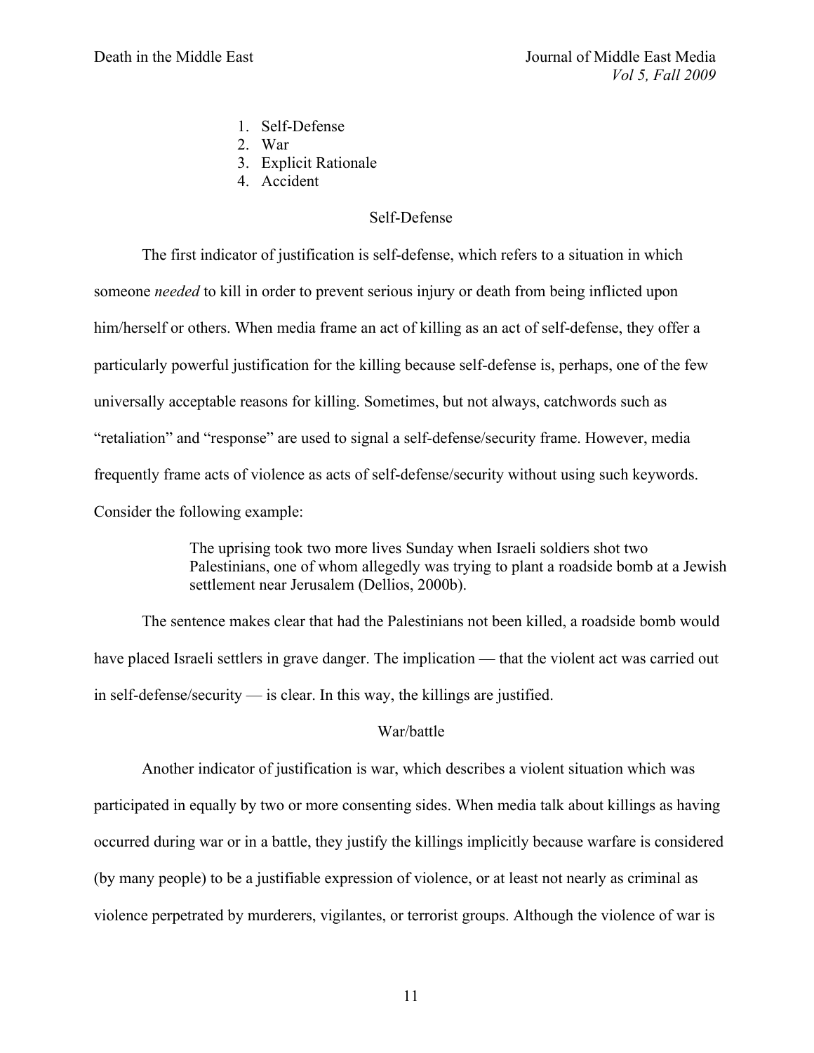1. Self-Defense
2. War
3. Explicit Rationale
4. Accident

### Self-Defense

The first indicator of justification is self-defense, which refers to a situation in which someone *needed* to kill in order to prevent serious injury or death from being inflicted upon him/herself or others. When media frame an act of killing as an act of self-defense, they offer a particularly powerful justification for the killing because self-defense is, perhaps, one of the few universally acceptable reasons for killing. Sometimes, but not always, catchwords such as "retaliation" and "response" are used to signal a self-defense/security frame. However, media frequently frame acts of violence as acts of self-defense/security without using such keywords. Consider the following example:

> The uprising took two more lives Sunday when Israeli soldiers shot two Palestinians, one of whom allegedly was trying to plant a roadside bomb at a Jewish settlement near Jerusalem (Dellios, 2000b).

The sentence makes clear that had the Palestinians not been killed, a roadside bomb would have placed Israeli settlers in grave danger. The implication — that the violent act was carried out in self-defense/security — is clear. In this way, the killings are justified.

### War/battle

Another indicator of justification is war, which describes a violent situation which was participated in equally by two or more consenting sides. When media talk about killings as having occurred during war or in a battle, they justify the killings implicitly because warfare is considered (by many people) to be a justifiable expression of violence, or at least not nearly as criminal as violence perpetrated by murderers, vigilantes, or terrorist groups. Although the violence of war is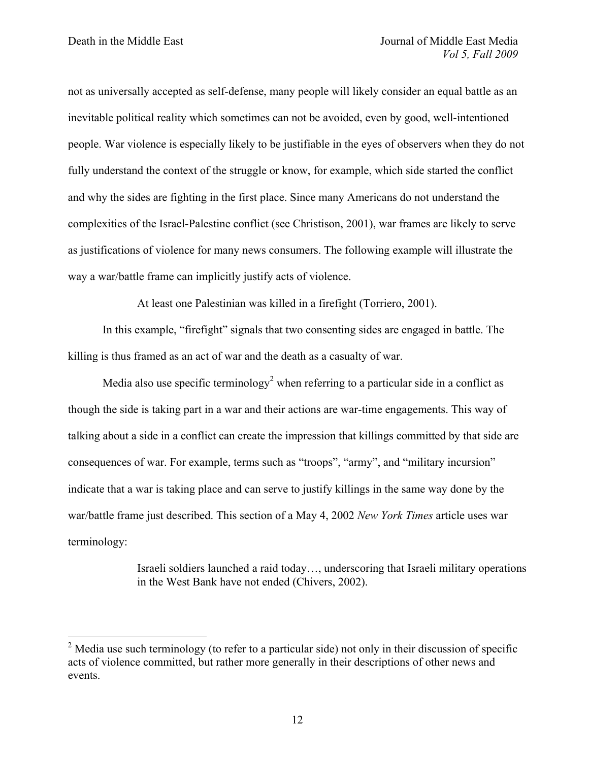not as universally accepted as self-defense, many people will likely consider an equal battle as an inevitable political reality which sometimes can not be avoided, even by good, well-intentioned people. War violence is especially likely to be justifiable in the eyes of observers when they do not fully understand the context of the struggle or know, for example, which side started the conflict and why the sides are fighting in the first place. Since many Americans do not understand the complexities of the Israel-Palestine conflict (see Christison, 2001), war frames are likely to serve as justifications of violence for many news consumers. The following example will illustrate the way a war/battle frame can implicitly justify acts of violence.

> At least one Palestinian was killed in a firefight (Torriero, 2001).

In this example, "firefight" signals that two consenting sides are engaged in battle. The killing is thus framed as an act of war and the death as a casualty of war.

Media also use specific terminology[2] when referring to a particular side in a conflict as though the side is taking part in a war and their actions are war-time engagements. This way of talking about a side in a conflict can create the impression that killings committed by that side are consequences of war. For example, terms such as "troops", "army", and "military incursion" indicate that a war is taking place and can serve to justify killings in the same way done by the war/battle frame just described. This section of a May 4, 2002 *New York Times* article uses war terminology:

> Israeli soldiers launched a raid today…, underscoring that Israeli military operations in the West Bank have not ended (Chivers, 2002).

---

[2] Media use such terminology (to refer to a particular side) not only in their discussion of specific acts of violence committed, but rather more generally in their descriptions of other news and events.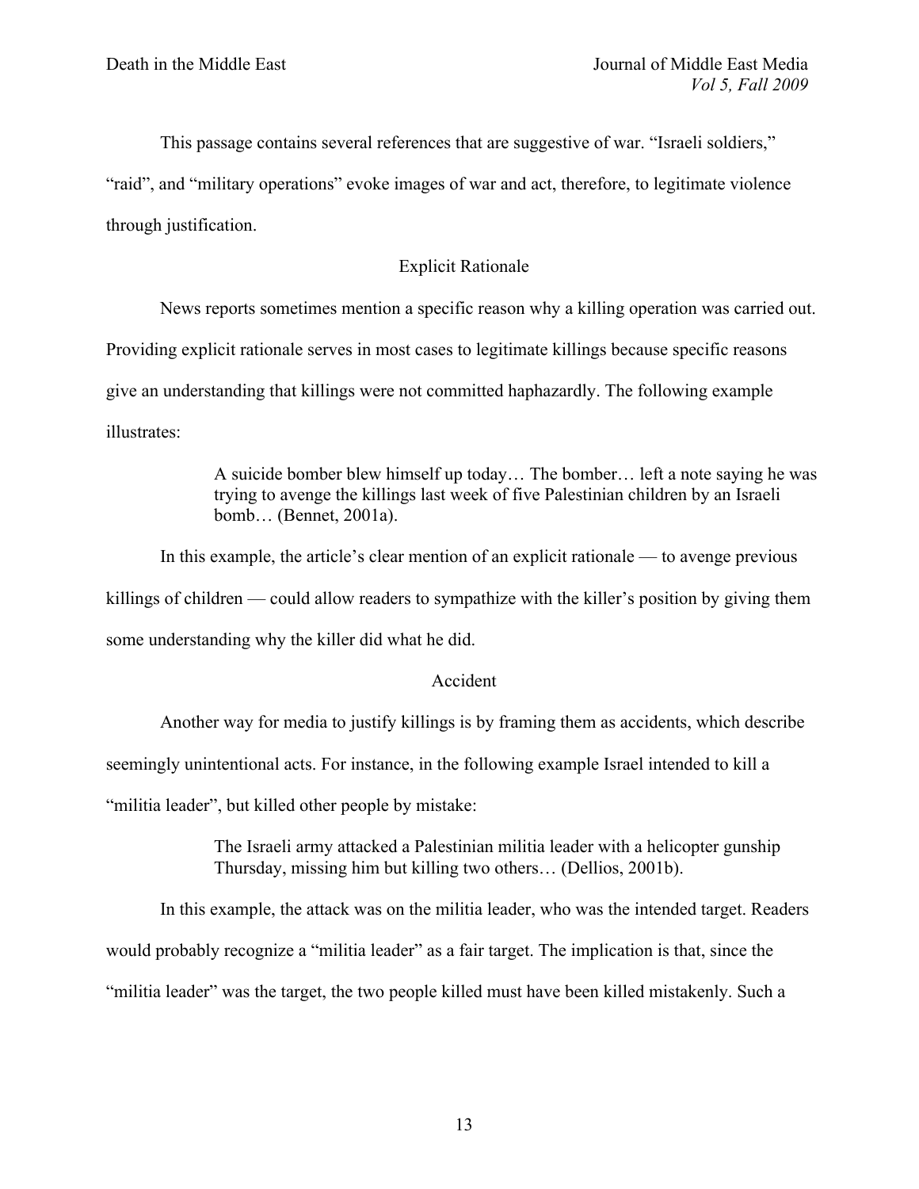This passage contains several references that are suggestive of war. "Israeli soldiers," "raid", and "military operations" evoke images of war and act, therefore, to legitimate violence through justification.

### Explicit Rationale

News reports sometimes mention a specific reason why a killing operation was carried out. Providing explicit rationale serves in most cases to legitimate killings because specific reasons give an understanding that killings were not committed haphazardly. The following example illustrates:

> A suicide bomber blew himself up today… The bomber… left a note saying he was trying to avenge the killings last week of five Palestinian children by an Israeli bomb… (Bennet, 2001a).

In this example, the article's clear mention of an explicit rationale — to avenge previous killings of children — could allow readers to sympathize with the killer's position by giving them some understanding why the killer did what he did.

### Accident

Another way for media to justify killings is by framing them as accidents, which describe seemingly unintentional acts. For instance, in the following example Israel intended to kill a "militia leader", but killed other people by mistake:

> The Israeli army attacked a Palestinian militia leader with a helicopter gunship Thursday, missing him but killing two others… (Dellios, 2001b).

In this example, the attack was on the militia leader, who was the intended target. Readers would probably recognize a "militia leader" as a fair target. The implication is that, since the "militia leader" was the target, the two people killed must have been killed mistakenly. Such a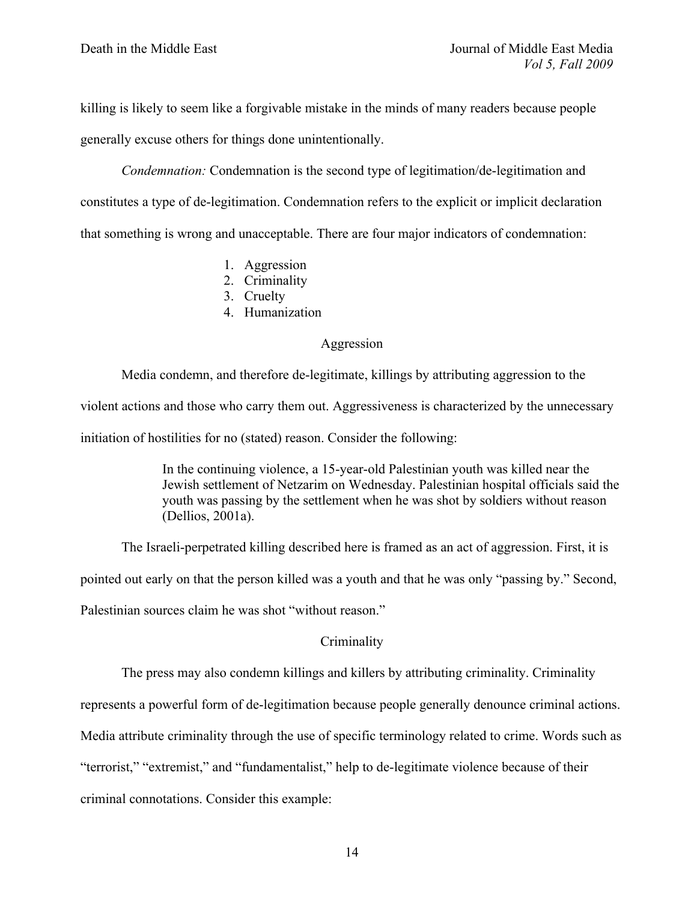killing is likely to seem like a forgivable mistake in the minds of many readers because people generally excuse others for things done unintentionally.

*Condemnation:* Condemnation is the second type of legitimation/de-legitimation and constitutes a type of de-legitimation. Condemnation refers to the explicit or implicit declaration that something is wrong and unacceptable. There are four major indicators of condemnation:

1. Aggression
2. Criminality
3. Cruelty
4. Humanization

### Aggression

Media condemn, and therefore de-legitimate, killings by attributing aggression to the violent actions and those who carry them out. Aggressiveness is characterized by the unnecessary initiation of hostilities for no (stated) reason. Consider the following:

> In the continuing violence, a 15-year-old Palestinian youth was killed near the Jewish settlement of Netzarim on Wednesday. Palestinian hospital officials said the youth was passing by the settlement when he was shot by soldiers without reason (Dellios, 2001a).

The Israeli-perpetrated killing described here is framed as an act of aggression. First, it is pointed out early on that the person killed was a youth and that he was only "passing by." Second, Palestinian sources claim he was shot "without reason."

### Criminality

The press may also condemn killings and killers by attributing criminality. Criminality represents a powerful form of de-legitimation because people generally denounce criminal actions. Media attribute criminality through the use of specific terminology related to crime. Words such as "terrorist," "extremist," and "fundamentalist," help to de-legitimate violence because of their criminal connotations. Consider this example: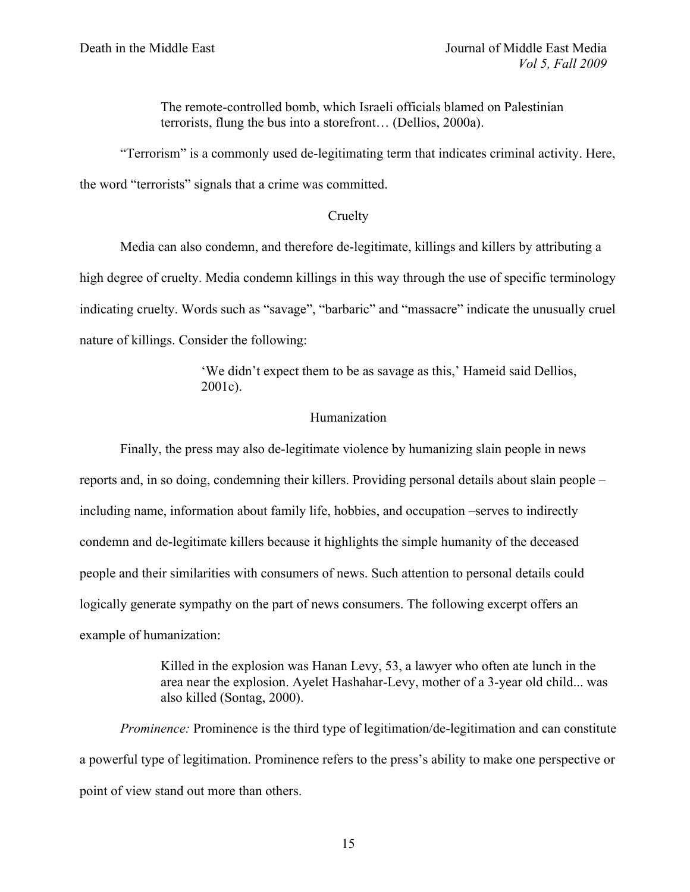> The remote-controlled bomb, which Israeli officials blamed on Palestinian terrorists, flung the bus into a storefront… (Dellios, 2000a).

“Terrorism” is a commonly used de-legitimating term that indicates criminal activity. Here, the word “terrorists” signals that a crime was committed.

### Cruelty

Media can also condemn, and therefore de-legitimate, killings and killers by attributing a high degree of cruelty. Media condemn killings in this way through the use of specific terminology indicating cruelty. Words such as “savage”, “barbaric” and “massacre” indicate the unusually cruel nature of killings. Consider the following:

> ‘We didn’t expect them to be as savage as this,’ Hameid said Dellios, 2001c).

### Humanization

Finally, the press may also de-legitimate violence by humanizing slain people in news reports and, in so doing, condemning their killers. Providing personal details about slain people – including name, information about family life, hobbies, and occupation –serves to indirectly condemn and de-legitimate killers because it highlights the simple humanity of the deceased people and their similarities with consumers of news. Such attention to personal details could logically generate sympathy on the part of news consumers. The following excerpt offers an example of humanization:

> Killed in the explosion was Hanan Levy, 53, a lawyer who often ate lunch in the area near the explosion. Ayelet Hashahar-Levy, mother of a 3-year old child... was also killed (Sontag, 2000).

*Prominence:* Prominence is the third type of legitimation/de-legitimation and can constitute a powerful type of legitimation. Prominence refers to the press’s ability to make one perspective or point of view stand out more than others.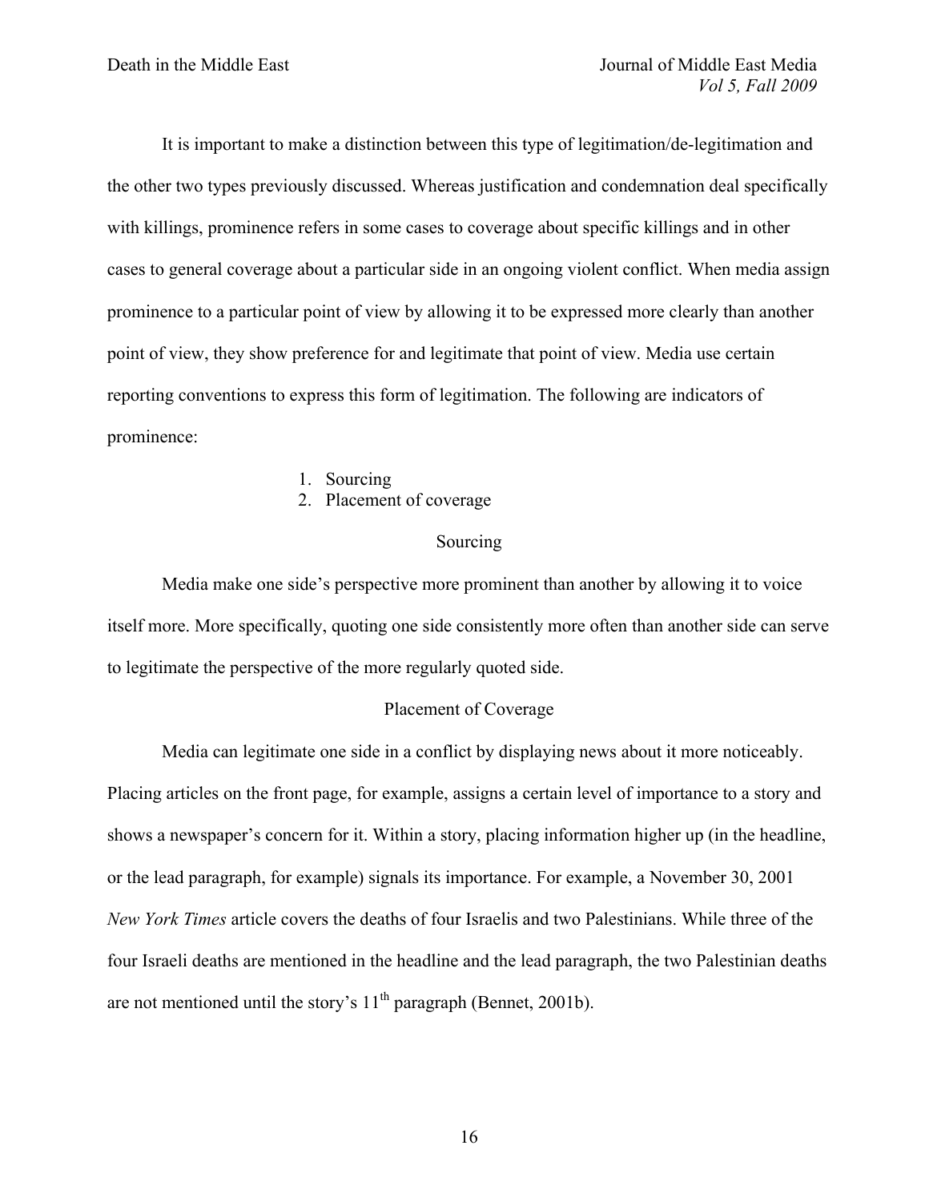It is important to make a distinction between this type of legitimation/de-legitimation and the other two types previously discussed. Whereas justification and condemnation deal specifically with killings, prominence refers in some cases to coverage about specific killings and in other cases to general coverage about a particular side in an ongoing violent conflict. When media assign prominence to a particular point of view by allowing it to be expressed more clearly than another point of view, they show preference for and legitimate that point of view. Media use certain reporting conventions to express this form of legitimation. The following are indicators of prominence:

1. Sourcing
2. Placement of coverage

### Sourcing

Media make one side's perspective more prominent than another by allowing it to voice itself more. More specifically, quoting one side consistently more often than another side can serve to legitimate the perspective of the more regularly quoted side.

### Placement of Coverage

Media can legitimate one side in a conflict by displaying news about it more noticeably. Placing articles on the front page, for example, assigns a certain level of importance to a story and shows a newspaper's concern for it. Within a story, placing information higher up (in the headline, or the lead paragraph, for example) signals its importance. For example, a November 30, 2001 *New York Times* article covers the deaths of four Israelis and two Palestinians. While three of the four Israeli deaths are mentioned in the headline and the lead paragraph, the two Palestinian deaths are not mentioned until the story's 11th paragraph (Bennet, 2001b).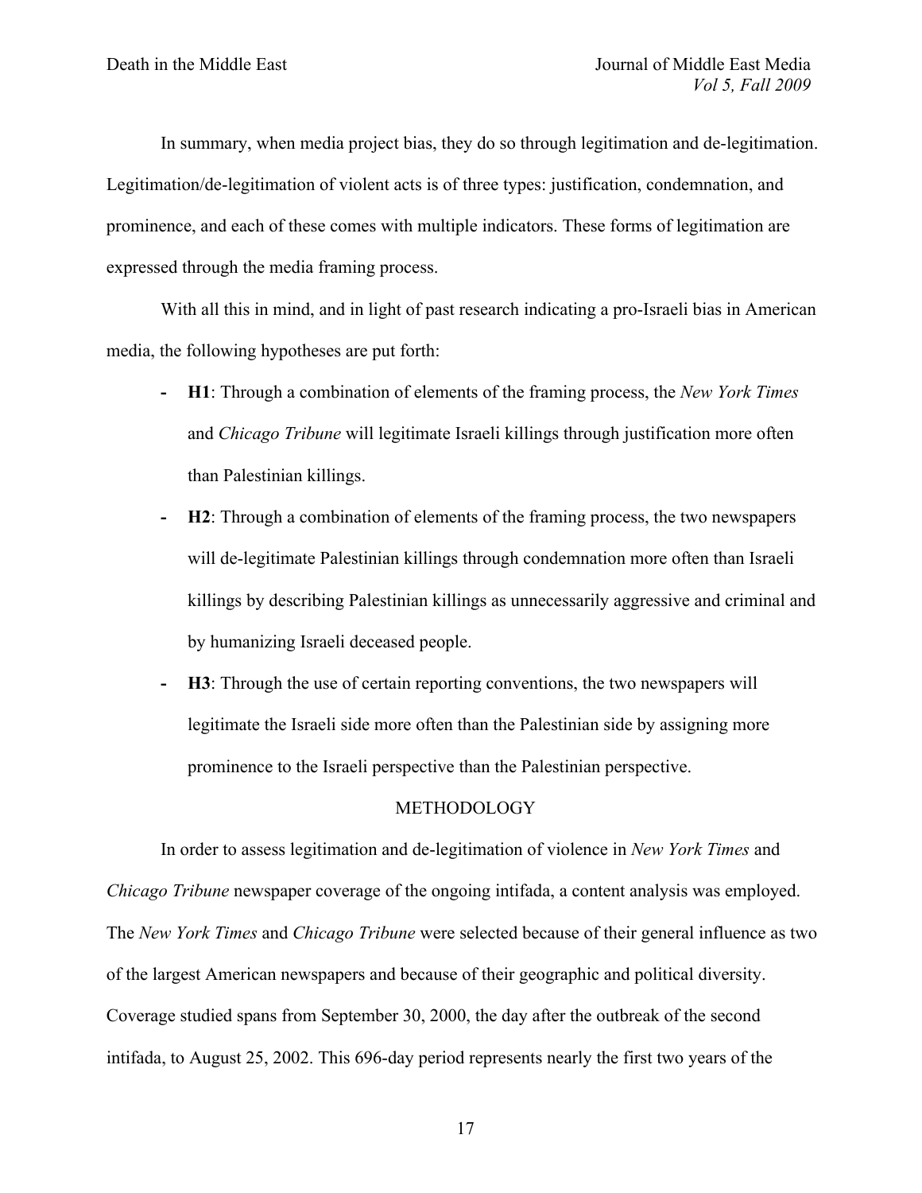In summary, when media project bias, they do so through legitimation and de-legitimation. Legitimation/de-legitimation of violent acts is of three types: justification, condemnation, and prominence, and each of these comes with multiple indicators. These forms of legitimation are expressed through the media framing process.

With all this in mind, and in light of past research indicating a pro-Israeli bias in American media, the following hypotheses are put forth:

- **H1**: Through a combination of elements of the framing process, the *New York Times* and *Chicago Tribune* will legitimate Israeli killings through justification more often than Palestinian killings.
- **H2**: Through a combination of elements of the framing process, the two newspapers will de-legitimate Palestinian killings through condemnation more often than Israeli killings by describing Palestinian killings as unnecessarily aggressive and criminal and by humanizing Israeli deceased people.
- **H3**: Through the use of certain reporting conventions, the two newspapers will legitimate the Israeli side more often than the Palestinian side by assigning more prominence to the Israeli perspective than the Palestinian perspective.

## METHODOLOGY

In order to assess legitimation and de-legitimation of violence in *New York Times* and *Chicago Tribune* newspaper coverage of the ongoing intifada, a content analysis was employed. The *New York Times* and *Chicago Tribune* were selected because of their general influence as two of the largest American newspapers and because of their geographic and political diversity. Coverage studied spans from September 30, 2000, the day after the outbreak of the second intifada, to August 25, 2002. This 696-day period represents nearly the first two years of the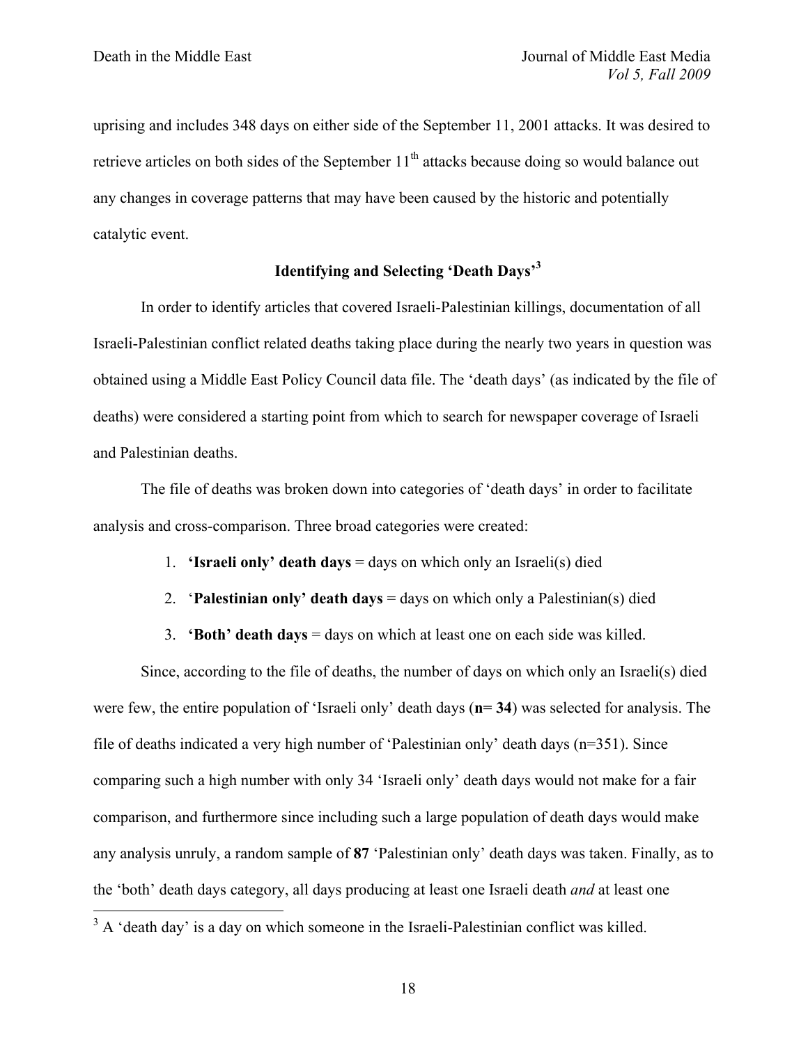uprising and includes 348 days on either side of the September 11, 2001 attacks. It was desired to retrieve articles on both sides of the September 11th attacks because doing so would balance out any changes in coverage patterns that may have been caused by the historic and potentially catalytic event.

### Identifying and Selecting 'Death Days'[3]

In order to identify articles that covered Israeli-Palestinian killings, documentation of all Israeli-Palestinian conflict related deaths taking place during the nearly two years in question was obtained using a Middle East Policy Council data file. The 'death days' (as indicated by the file of deaths) were considered a starting point from which to search for newspaper coverage of Israeli and Palestinian deaths.

The file of deaths was broken down into categories of 'death days' in order to facilitate analysis and cross-comparison. Three broad categories were created:

1. **'Israeli only' death days** = days on which only an Israeli(s) died
2. '**Palestinian only' death days** = days on which only a Palestinian(s) died
3. **'Both' death days** = days on which at least one on each side was killed.

Since, according to the file of deaths, the number of days on which only an Israeli(s) died were few, the entire population of 'Israeli only' death days (**n= 34**) was selected for analysis. The file of deaths indicated a very high number of 'Palestinian only' death days (n=351). Since comparing such a high number with only 34 'Israeli only' death days would not make for a fair comparison, and furthermore since including such a large population of death days would make any analysis unruly, a random sample of **87** 'Palestinian only' death days was taken. Finally, as to the 'both' death days category, all days producing at least one Israeli death *and* at least one

---

[3] A 'death day' is a day on which someone in the Israeli-Palestinian conflict was killed.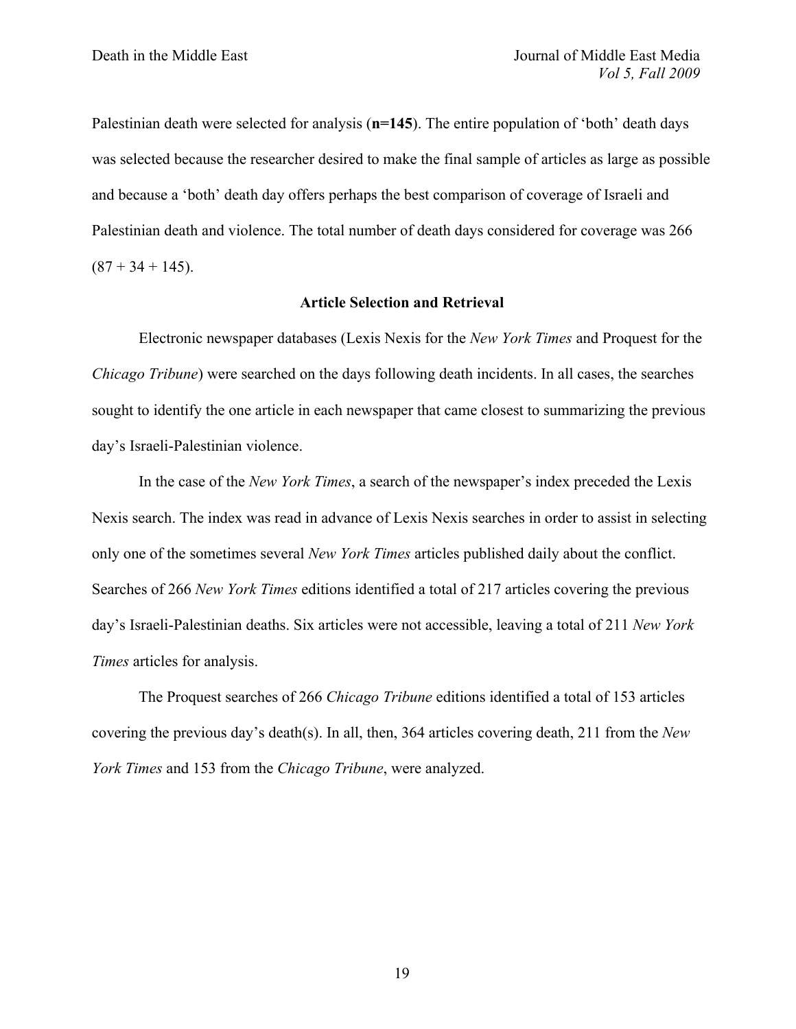Palestinian death were selected for analysis (**n=145**). The entire population of 'both' death days was selected because the researcher desired to make the final sample of articles as large as possible and because a 'both' death day offers perhaps the best comparison of coverage of Israeli and Palestinian death and violence. The total number of death days considered for coverage was 266 (87 + 34 + 145).

### Article Selection and Retrieval

Electronic newspaper databases (Lexis Nexis for the *New York Times* and Proquest for the *Chicago Tribune*) were searched on the days following death incidents. In all cases, the searches sought to identify the one article in each newspaper that came closest to summarizing the previous day's Israeli-Palestinian violence.

In the case of the *New York Times*, a search of the newspaper's index preceded the Lexis Nexis search. The index was read in advance of Lexis Nexis searches in order to assist in selecting only one of the sometimes several *New York Times* articles published daily about the conflict. Searches of 266 *New York Times* editions identified a total of 217 articles covering the previous day's Israeli-Palestinian deaths. Six articles were not accessible, leaving a total of 211 *New York Times* articles for analysis.

The Proquest searches of 266 *Chicago Tribune* editions identified a total of 153 articles covering the previous day's death(s). In all, then, 364 articles covering death, 211 from the *New York Times* and 153 from the *Chicago Tribune*, were analyzed.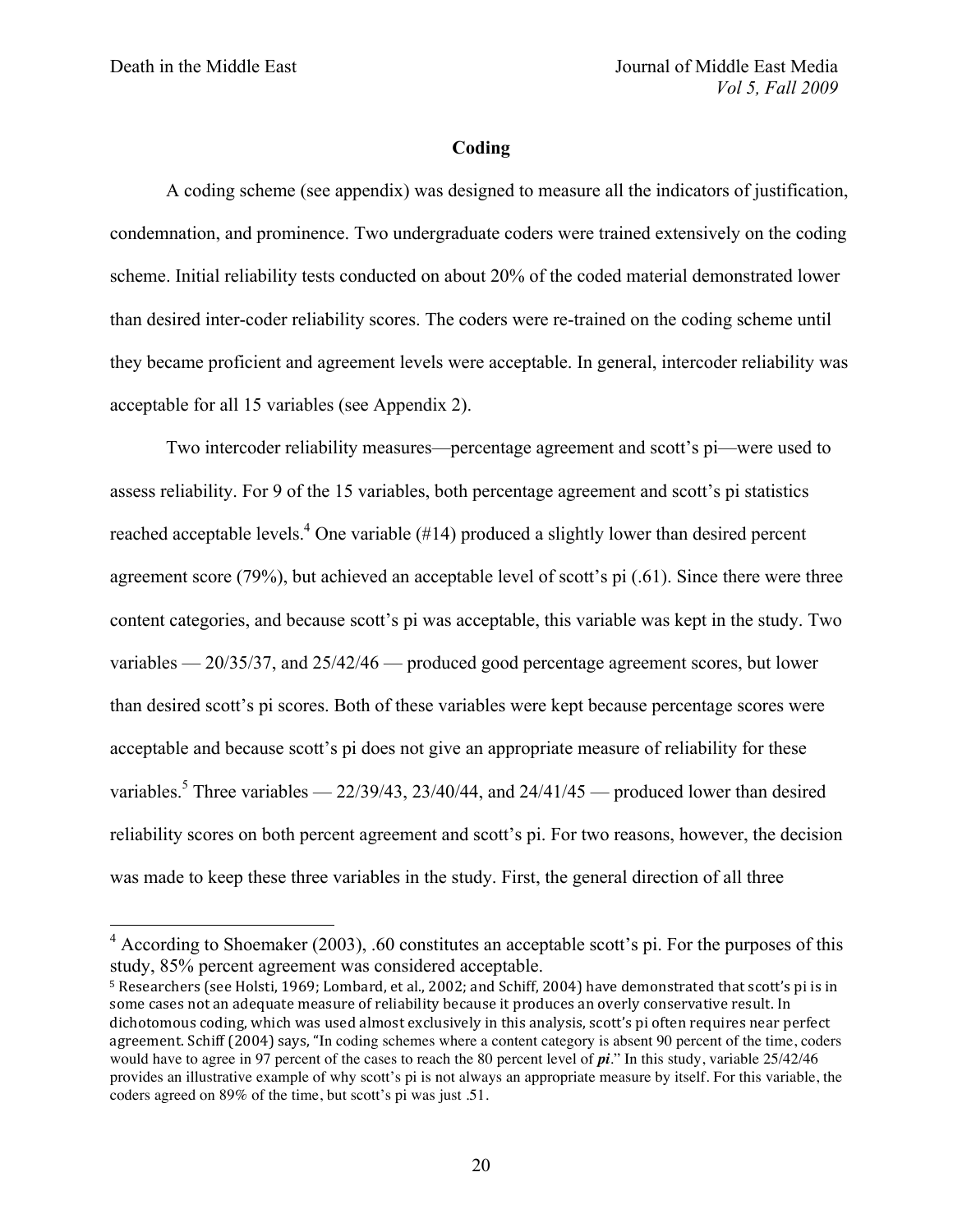## Coding

A coding scheme (see appendix) was designed to measure all the indicators of justification, condemnation, and prominence. Two undergraduate coders were trained extensively on the coding scheme. Initial reliability tests conducted on about 20% of the coded material demonstrated lower than desired inter-coder reliability scores. The coders were re-trained on the coding scheme until they became proficient and agreement levels were acceptable. In general, intercoder reliability was acceptable for all 15 variables (see Appendix 2).

Two intercoder reliability measures—percentage agreement and scott's pi—were used to assess reliability. For 9 of the 15 variables, both percentage agreement and scott's pi statistics reached acceptable levels.[4] One variable (#14) produced a slightly lower than desired percent agreement score (79%), but achieved an acceptable level of scott's pi (.61). Since there were three content categories, and because scott's pi was acceptable, this variable was kept in the study. Two variables — 20/35/37, and 25/42/46 — produced good percentage agreement scores, but lower than desired scott's pi scores. Both of these variables were kept because percentage scores were acceptable and because scott's pi does not give an appropriate measure of reliability for these variables.[5] Three variables — 22/39/43, 23/40/44, and 24/41/45 — produced lower than desired reliability scores on both percent agreement and scott's pi. For two reasons, however, the decision was made to keep these three variables in the study. First, the general direction of all three

---

[4] According to Shoemaker (2003), .60 constitutes an acceptable scott's pi. For the purposes of this study, 85% percent agreement was considered acceptable.

[5] Researchers (see Holsti, 1969; Lombard, et al., 2002; and Schiff, 2004) have demonstrated that scott's pi is in some cases not an adequate measure of reliability because it produces an overly conservative result. In dichotomous coding, which was used almost exclusively in this analysis, scott's pi often requires near perfect agreement. Schiff (2004) says, "In coding schemes where a content category is absent 90 percent of the time, coders would have to agree in 97 percent of the cases to reach the 80 percent level of ***pi***." In this study, variable 25/42/46 provides an illustrative example of why scott's pi is not always an appropriate measure by itself. For this variable, the coders agreed on 89% of the time, but scott's pi was just .51.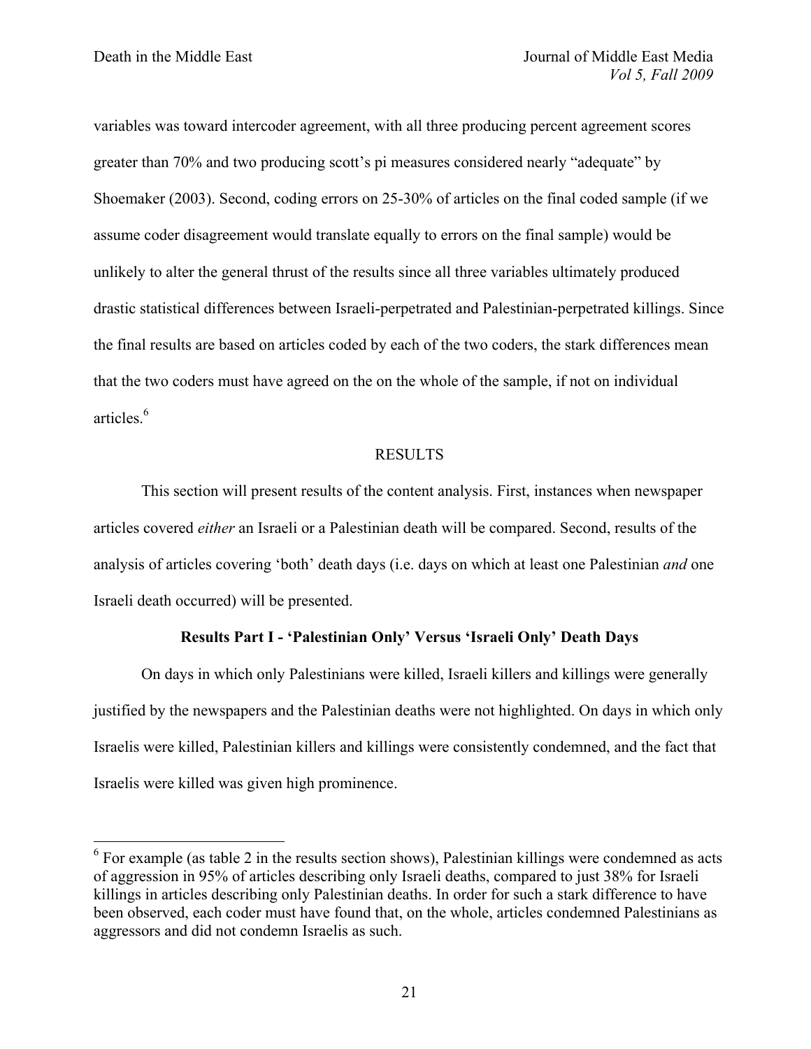variables was toward intercoder agreement, with all three producing percent agreement scores greater than 70% and two producing scott's pi measures considered nearly "adequate" by Shoemaker (2003). Second, coding errors on 25-30% of articles on the final coded sample (if we assume coder disagreement would translate equally to errors on the final sample) would be unlikely to alter the general thrust of the results since all three variables ultimately produced drastic statistical differences between Israeli-perpetrated and Palestinian-perpetrated killings. Since the final results are based on articles coded by each of the two coders, the stark differences mean that the two coders must have agreed on the on the whole of the sample, if not on individual articles.[6]

## RESULTS

This section will present results of the content analysis. First, instances when newspaper articles covered *either* an Israeli or a Palestinian death will be compared. Second, results of the analysis of articles covering 'both' death days (i.e. days on which at least one Palestinian *and* one Israeli death occurred) will be presented.

### Results Part I - 'Palestinian Only' Versus 'Israeli Only' Death Days

On days in which only Palestinians were killed, Israeli killers and killings were generally justified by the newspapers and the Palestinian deaths were not highlighted. On days in which only Israelis were killed, Palestinian killers and killings were consistently condemned, and the fact that Israelis were killed was given high prominence.

---

[6] For example (as table 2 in the results section shows), Palestinian killings were condemned as acts of aggression in 95% of articles describing only Israeli deaths, compared to just 38% for Israeli killings in articles describing only Palestinian deaths. In order for such a stark difference to have been observed, each coder must have found that, on the whole, articles condemned Palestinians as aggressors and did not condemn Israelis as such.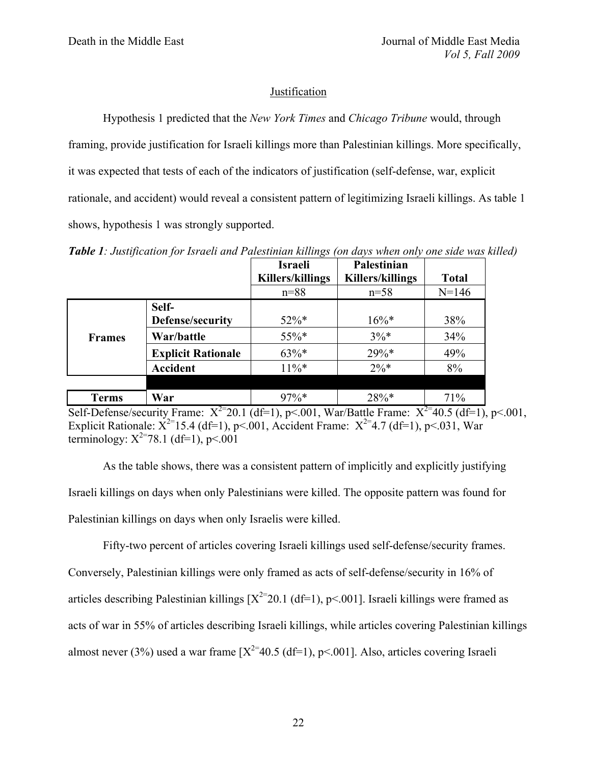## Justification

Hypothesis 1 predicted that the *New York Times* and *Chicago Tribune* would, through framing, provide justification for Israeli killings more than Palestinian killings. More specifically, it was expected that tests of each of the indicators of justification (self-defense, war, explicit rationale, and accident) would reveal a consistent pattern of legitimizing Israeli killings. As table 1 shows, hypothesis 1 was strongly supported.

***Table 1**: Justification for Israeli and Palestinian killings (on days when only one side was killed)*

| | | Israeli Killers/killings | Palestinian Killers/killings | Total |
|---|---|---|---|---|
| | | n=88 | n=58 | N=146 |
| **Frames** | **Self-Defense/security** | 52%* | 16%* | 38% |
| | **War/battle** | 55%* | 3%* | 34% |
| | **Explicit Rationale** | 63%* | 29%* | 49% |
| | **Accident** | 11%* | 2%* | 8% |
| | | | | |
| **Terms** | **War** | 97%* | 28%* | 71% |

Self-Defense/security Frame: $X^2$=20.1 (df=1), $p<.001$, War/Battle Frame: $X^2$=40.5 (df=1), $p<.001$, Explicit Rationale: $X^2$=15.4 (df=1), $p<.001$, Accident Frame: $X^2$=4.7 (df=1), $p<.031$, War terminology: $X^2$=78.1 (df=1), $p<.001$

As the table shows, there was a consistent pattern of implicitly and explicitly justifying Israeli killings on days when only Palestinians were killed. The opposite pattern was found for Palestinian killings on days when only Israelis were killed.

Fifty-two percent of articles covering Israeli killings used self-defense/security frames. Conversely, Palestinian killings were only framed as acts of self-defense/security in 16% of articles describing Palestinian killings [$X^2$=20.1 (df=1), $p<.001$]. Israeli killings were framed as acts of war in 55% of articles describing Israeli killings, while articles covering Palestinian killings almost never (3%) used a war frame [$X^2$=40.5 (df=1), $p<.001$]. Also, articles covering Israeli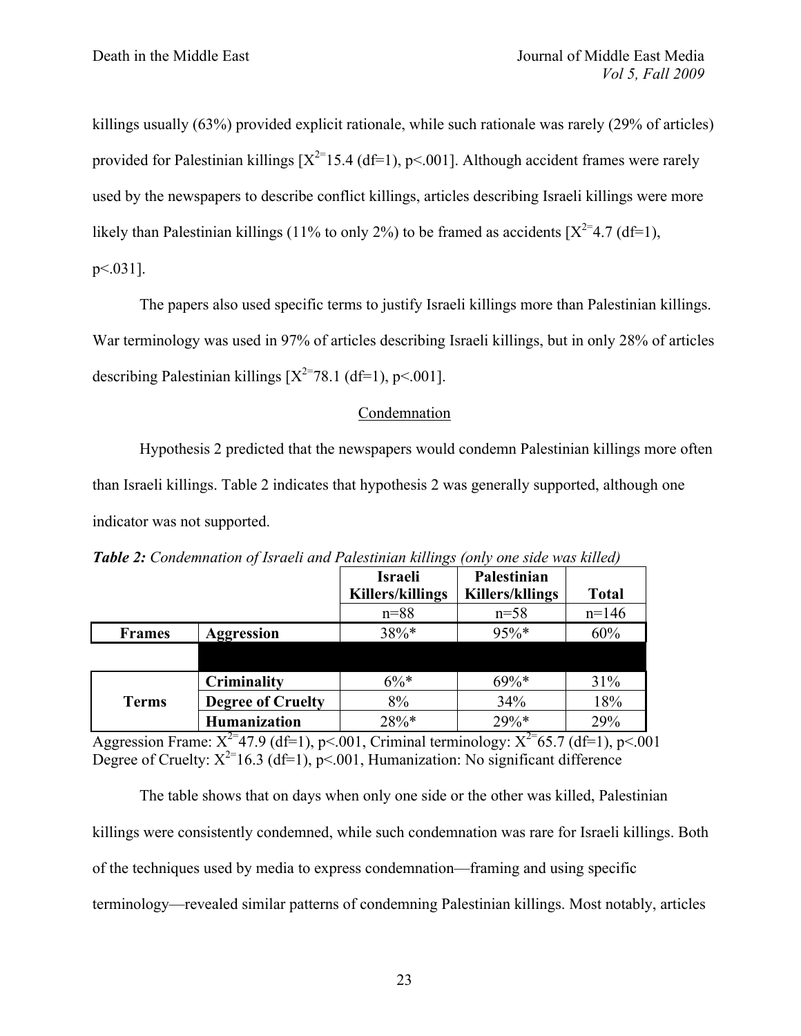killings usually (63%) provided explicit rationale, while such rationale was rarely (29% of articles) provided for Palestinian killings [$X^2$=15.4 (df=1), p<.001]. Although accident frames were rarely used by the newspapers to describe conflict killings, articles describing Israeli killings were more likely than Palestinian killings (11% to only 2%) to be framed as accidents [$X^2$=4.7 (df=1), p<.031].

The papers also used specific terms to justify Israeli killings more than Palestinian killings. War terminology was used in 97% of articles describing Israeli killings, but in only 28% of articles describing Palestinian killings [$X^2$=78.1 (df=1), p<.001].

## Condemnation

Hypothesis 2 predicted that the newspapers would condemn Palestinian killings more often than Israeli killings. Table 2 indicates that hypothesis 2 was generally supported, although one indicator was not supported.

***Table 2:*** *Condemnation of Israeli and Palestinian killings (only one side was killed)*

| | | Israeli Killers/killings | Palestinian Killers/kllings | Total |
|---|---|---|---|---|
| | | n=88 | n=58 | n=146 |
| **Frames** | **Aggression** | 38%* | 95%* | 60% |
| | | | | |
| **Terms** | **Criminality** | 6%* | 69%* | 31% |
| | **Degree of Cruelty** | 8% | 34% | 18% |
| | **Humanization** | 28%* | 29%* | 29% |

Aggression Frame: $X^2$=47.9 (df=1), p<.001, Criminal terminology: $X^2$=65.7 (df=1), p<.001
Degree of Cruelty: $X^2$=16.3 (df=1), p<.001, Humanization: No significant difference

The table shows that on days when only one side or the other was killed, Palestinian killings were consistently condemned, while such condemnation was rare for Israeli killings. Both of the techniques used by media to express condemnation—framing and using specific terminology—revealed similar patterns of condemning Palestinian killings. Most notably, articles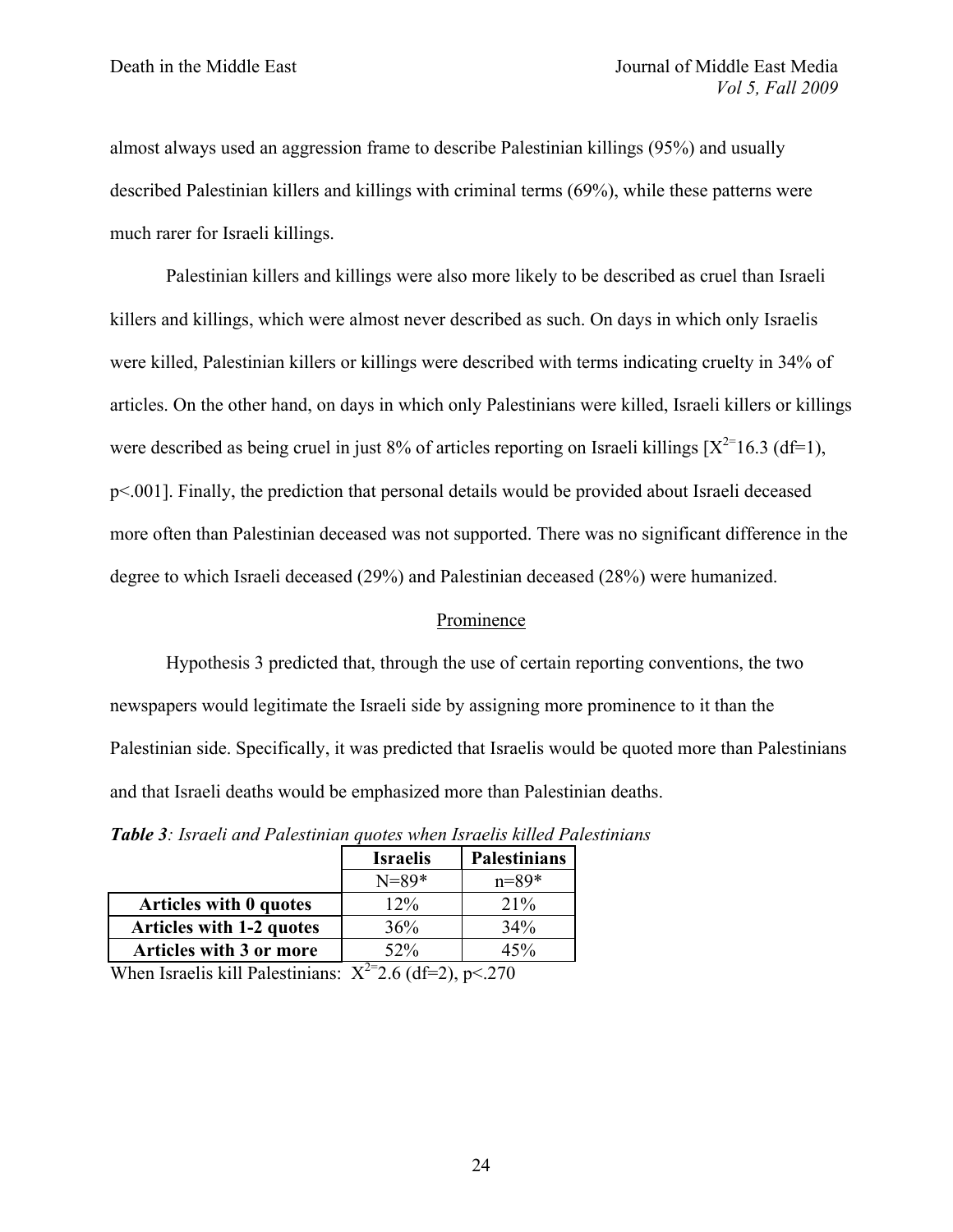almost always used an aggression frame to describe Palestinian killings (95%) and usually described Palestinian killers and killings with criminal terms (69%), while these patterns were much rarer for Israeli killings.

Palestinian killers and killings were also more likely to be described as cruel than Israeli killers and killings, which were almost never described as such. On days in which only Israelis were killed, Palestinian killers or killings were described with terms indicating cruelty in 34% of articles. On the other hand, on days in which only Palestinians were killed, Israeli killers or killings were described as being cruel in just 8% of articles reporting on Israeli killings [$X^{2=}16.3$ (df=1), p<.001]. Finally, the prediction that personal details would be provided about Israeli deceased more often than Palestinian deceased was not supported. There was no significant difference in the degree to which Israeli deceased (29%) and Palestinian deceased (28%) were humanized.

## Prominence

Hypothesis 3 predicted that, through the use of certain reporting conventions, the two newspapers would legitimate the Israeli side by assigning more prominence to it than the Palestinian side. Specifically, it was predicted that Israelis would be quoted more than Palestinians and that Israeli deaths would be emphasized more than Palestinian deaths.

***Table 3****: Israeli and Palestinian quotes when Israelis killed Palestinians*

| | **Israelis** | **Palestinians** |
|---|---|---|
| | N=89* | n=89* |
| **Articles with 0 quotes** | 12% | 21% |
| **Articles with 1-2 quotes** | 36% | 34% |
| **Articles with 3 or more** | 52% | 45% |

When Israelis kill Palestinians: $X^{2=}2.6$ (df=2), p<.270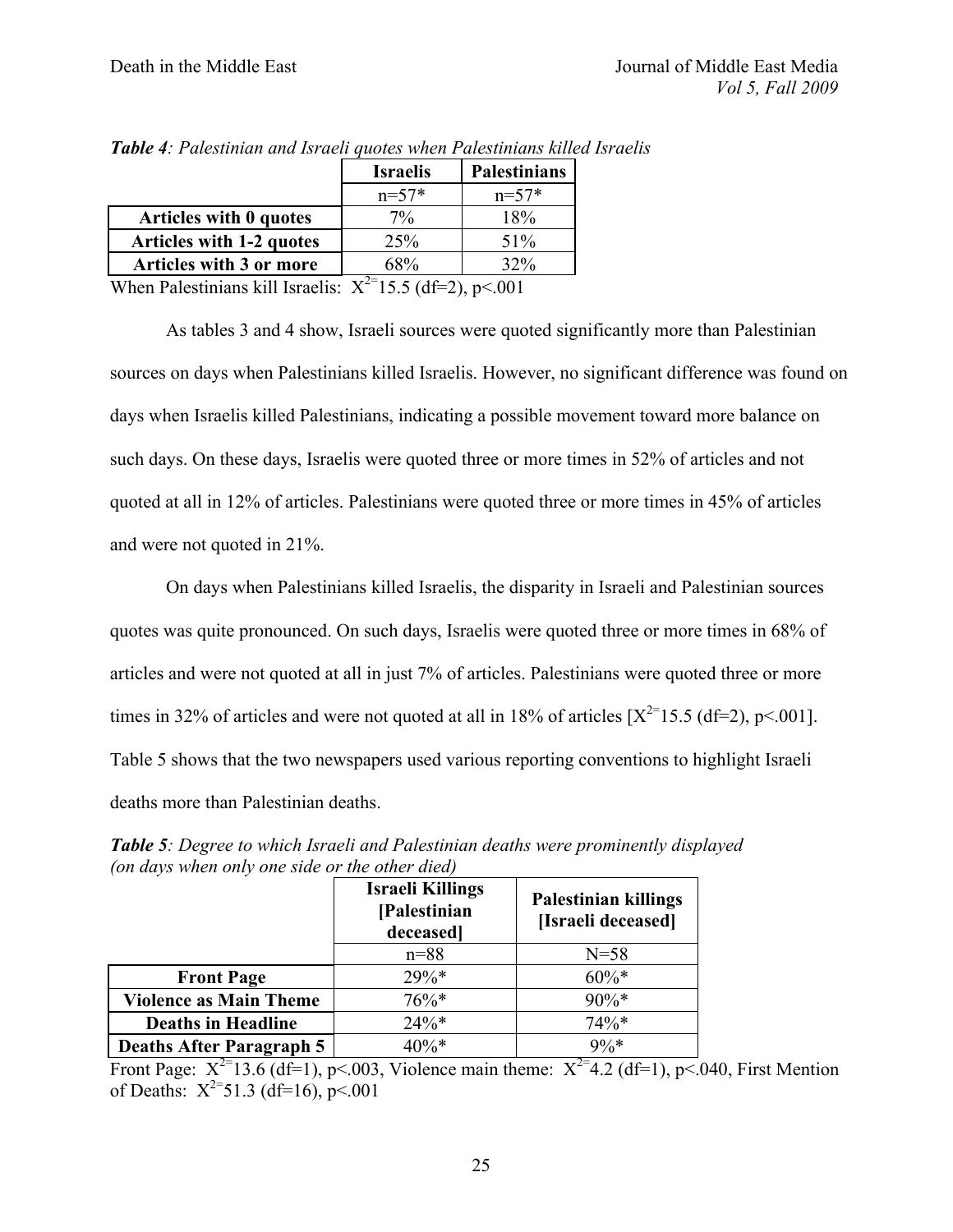***Table 4**: Palestinian and Israeli quotes when Palestinians killed Israelis*

| | Israelis | Palestinians |
|---|---|---|
| | n=57* | n=57* |
| **Articles with 0 quotes** | 7% | 18% |
| **Articles with 1-2 quotes** | 25% | 51% |
| **Articles with 3 or more** | 68% | 32% |

When Palestinians kill Israelis: $X^2$= 15.5 (df=2), $p<.001$

As tables 3 and 4 show, Israeli sources were quoted significantly more than Palestinian sources on days when Palestinians killed Israelis. However, no significant difference was found on days when Israelis killed Palestinians, indicating a possible movement toward more balance on such days. On these days, Israelis were quoted three or more times in 52% of articles and not quoted at all in 12% of articles. Palestinians were quoted three or more times in 45% of articles and were not quoted in 21%.

On days when Palestinians killed Israelis, the disparity in Israeli and Palestinian sources quotes was quite pronounced. On such days, Israelis were quoted three or more times in 68% of articles and were not quoted at all in just 7% of articles. Palestinians were quoted three or more times in 32% of articles and were not quoted at all in 18% of articles [$X^2$= 15.5 (df=2), $p<.001$]. Table 5 shows that the two newspapers used various reporting conventions to highlight Israeli deaths more than Palestinian deaths.

***Table 5**: Degree to which Israeli and Palestinian deaths were prominently displayed (on days when only one side or the other died)*

| | Israeli Killings [Palestinian deceased] | Palestinian killings [Israeli deceased] |
|---|---|---|
| | n=88 | N=58 |
| **Front Page** | 29%* | 60%* |
| **Violence as Main Theme** | 76%* | 90%* |
| **Deaths in Headline** | 24%* | 74%* |
| **Deaths After Paragraph 5** | 40%* | 9%* |

Front Page: $X^2$= 13.6 (df=1), $p<.003$, Violence main theme: $X^2$= 4.2 (df=1), $p<.040$, First Mention of Deaths: $X^2$= 51.3 (df=16), $p<.001$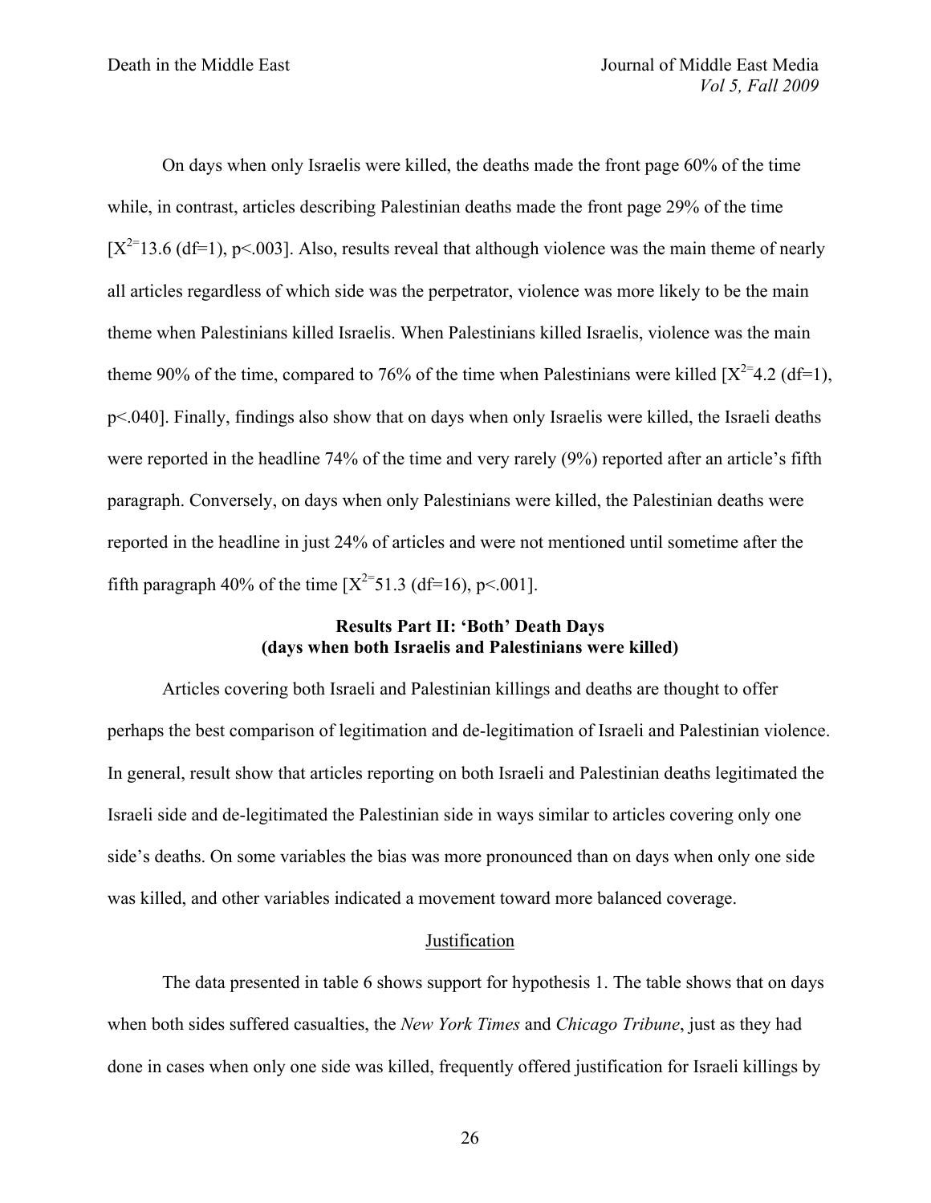On days when only Israelis were killed, the deaths made the front page 60% of the time while, in contrast, articles describing Palestinian deaths made the front page 29% of the time [$X^2$=13.6 (df=1), p<.003]. Also, results reveal that although violence was the main theme of nearly all articles regardless of which side was the perpetrator, violence was more likely to be the main theme when Palestinians killed Israelis. When Palestinians killed Israelis, violence was the main theme 90% of the time, compared to 76% of the time when Palestinians were killed [$X^2$=4.2 (df=1), p<.040]. Finally, findings also show that on days when only Israelis were killed, the Israeli deaths were reported in the headline 74% of the time and very rarely (9%) reported after an article's fifth paragraph. Conversely, on days when only Palestinians were killed, the Palestinian deaths were reported in the headline in just 24% of articles and were not mentioned until sometime after the fifth paragraph 40% of the time [$X^2$=51.3 (df=16), p<.001].

## Results Part II: 'Both' Death Days
## (days when both Israelis and Palestinians were killed)

Articles covering both Israeli and Palestinian killings and deaths are thought to offer perhaps the best comparison of legitimation and de-legitimation of Israeli and Palestinian violence. In general, result show that articles reporting on both Israeli and Palestinian deaths legitimated the Israeli side and de-legitimated the Palestinian side in ways similar to articles covering only one side's deaths. On some variables the bias was more pronounced than on days when only one side was killed, and other variables indicated a movement toward more balanced coverage.

### Justification

The data presented in table 6 shows support for hypothesis 1. The table shows that on days when both sides suffered casualties, the *New York Times* and *Chicago Tribune*, just as they had done in cases when only one side was killed, frequently offered justification for Israeli killings by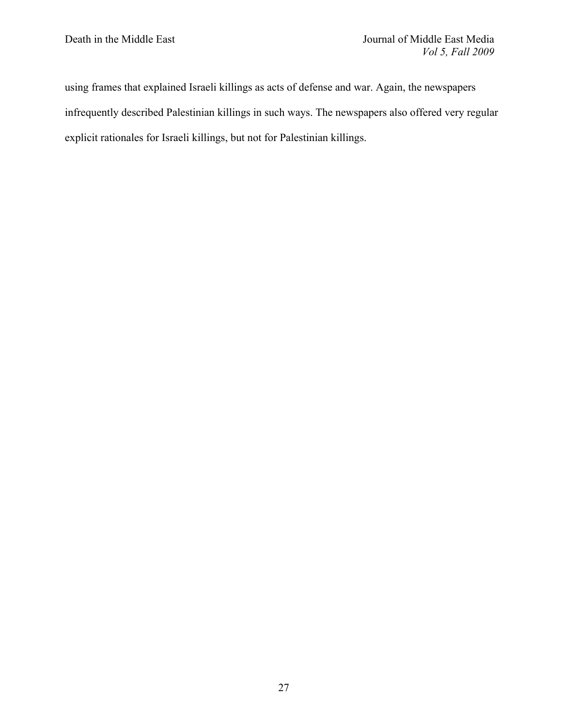using frames that explained Israeli killings as acts of defense and war. Again, the newspapers infrequently described Palestinian killings in such ways. The newspapers also offered very regular explicit rationales for Israeli killings, but not for Palestinian killings.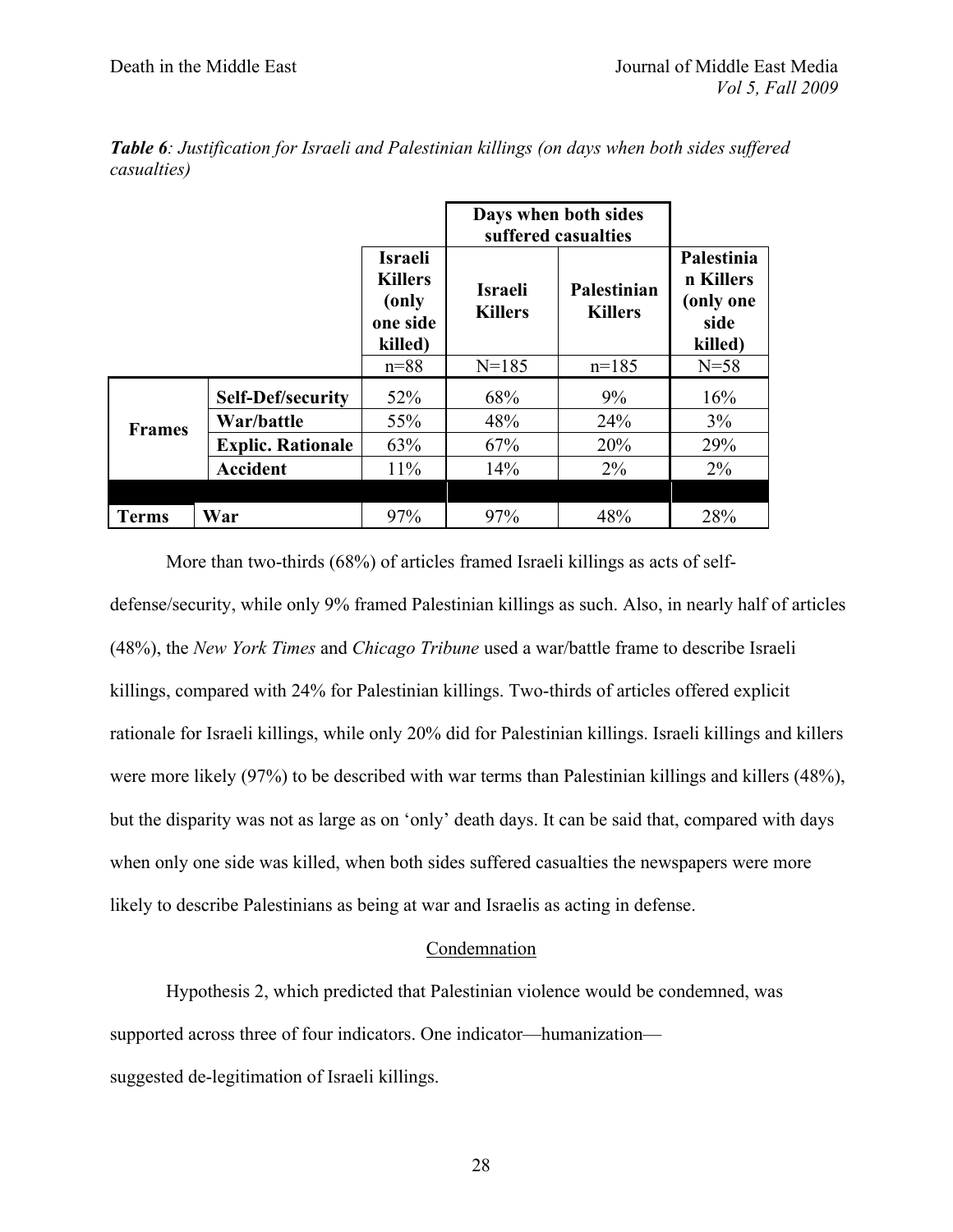***Table 6**: Justification for Israeli and Palestinian killings (on days when both sides suffered casualties)*

| | | | Days when both sides suffered casualties | | |
|---|---|---|---|---|---|
| | | **Israeli Killers (only one side killed)** | **Israeli Killers** | **Palestinian Killers** | **Palestinian Killers (only one side killed)** |
| | | n=88 | N=185 | n=185 | N=58 |
| **Frames** | **Self-Def/security** | 52% | 68% | 9% | 16% |
| | **War/battle** | 55% | 48% | 24% | 3% |
| | **Explic. Rationale** | 63% | 67% | 20% | 29% |
| | **Accident** | 11% | 14% | 2% | 2% |
| **Terms** | **War** | 97% | 97% | 48% | 28% |

More than two-thirds (68%) of articles framed Israeli killings as acts of self-defense/security, while only 9% framed Palestinian killings as such. Also, in nearly half of articles (48%), the *New York Times* and *Chicago Tribune* used a war/battle frame to describe Israeli killings, compared with 24% for Palestinian killings. Two-thirds of articles offered explicit rationale for Israeli killings, while only 20% did for Palestinian killings. Israeli killings and killers were more likely (97%) to be described with war terms than Palestinian killings and killers (48%), but the disparity was not as large as on 'only' death days. It can be said that, compared with days when only one side was killed, when both sides suffered casualties the newspapers were more likely to describe Palestinians as being at war and Israelis as acting in defense.

## Condemnation

Hypothesis 2, which predicted that Palestinian violence would be condemned, was supported across three of four indicators. One indicator—humanization—suggested de-legitimation of Israeli killings.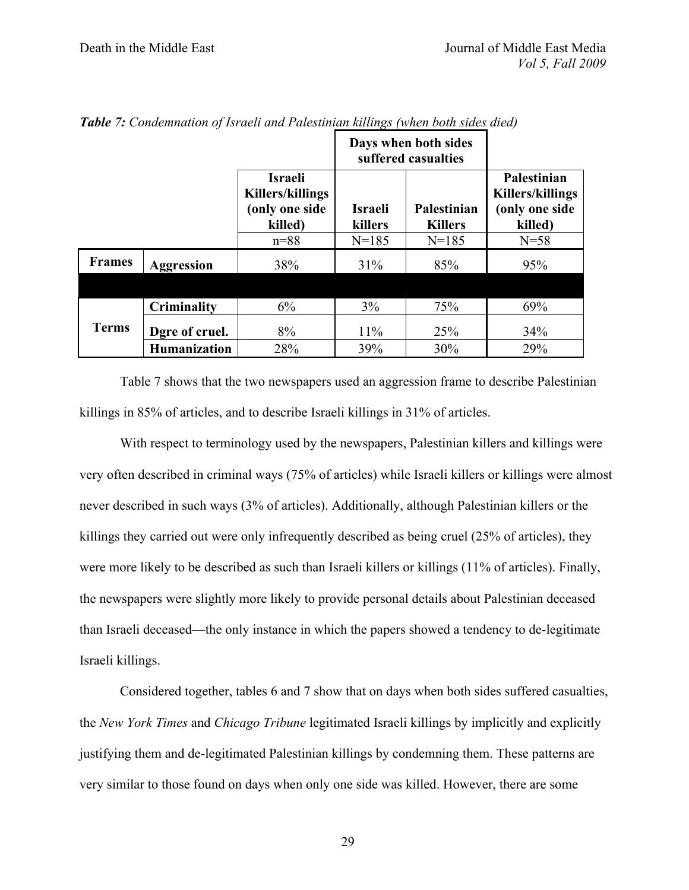***Table 7:*** *Condemnation of Israeli and Palestinian killings (when both sides died)*

| | | | Days when both sides suffered casualties | | |
|---|---|---|---|---|---|
| | | **Israeli Killers/killings (only one side killed)** | **Israeli killers** | **Palestinian Killers** | **Palestinian Killers/killings (only one side killed)** |
| | | n=88 | N=185 | N=185 | N=58 |
| **Frames** | **Aggression** | 38% | 31% | 85% | 95% |
| | | | | | |
| **Terms** | **Criminality** | 6% | 3% | 75% | 69% |
| | **Dgre of cruel.** | 8% | 11% | 25% | 34% |
| | **Humanization** | 28% | 39% | 30% | 29% |

Table 7 shows that the two newspapers used an aggression frame to describe Palestinian killings in 85% of articles, and to describe Israeli killings in 31% of articles.

With respect to terminology used by the newspapers, Palestinian killers and killings were very often described in criminal ways (75% of articles) while Israeli killers or killings were almost never described in such ways (3% of articles). Additionally, although Palestinian killers or the killings they carried out were only infrequently described as being cruel (25% of articles), they were more likely to be described as such than Israeli killers or killings (11% of articles). Finally, the newspapers were slightly more likely to provide personal details about Palestinian deceased than Israeli deceased—the only instance in which the papers showed a tendency to de-legitimate Israeli killings.

Considered together, tables 6 and 7 show that on days when both sides suffered casualties, the *New York Times* and *Chicago Tribune* legitimated Israeli killings by implicitly and explicitly justifying them and de-legitimated Palestinian killings by condemning them. These patterns are very similar to those found on days when only one side was killed. However, there are some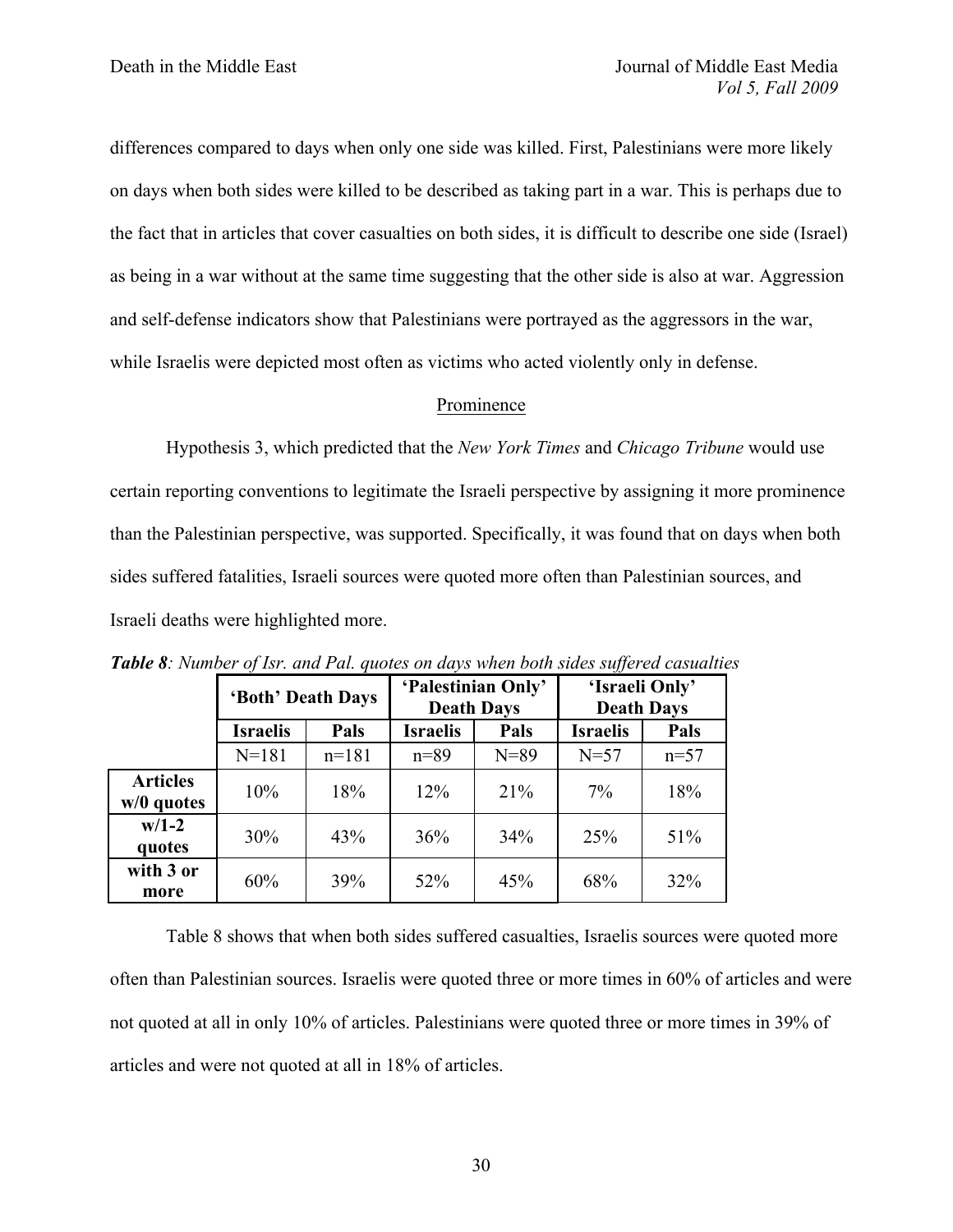differences compared to days when only one side was killed. First, Palestinians were more likely on days when both sides were killed to be described as taking part in a war. This is perhaps due to the fact that in articles that cover casualties on both sides, it is difficult to describe one side (Israel) as being in a war without at the same time suggesting that the other side is also at war. Aggression and self-defense indicators show that Palestinians were portrayed as the aggressors in the war, while Israelis were depicted most often as victims who acted violently only in defense.

## Prominence

Hypothesis 3, which predicted that the *New York Times* and *Chicago Tribune* would use certain reporting conventions to legitimate the Israeli perspective by assigning it more prominence than the Palestinian perspective, was supported. Specifically, it was found that on days when both sides suffered fatalities, Israeli sources were quoted more often than Palestinian sources, and Israeli deaths were highlighted more.

***Table 8****: Number of Isr. and Pal. quotes on days when both sides suffered casualties*

| | 'Both' Death Days | | 'Palestinian Only' Death Days | | 'Israeli Only' Death Days | |
|---|---|---|---|---|---|---|
| | **Israelis** | **Pals** | **Israelis** | **Pals** | **Israelis** | **Pals** |
| | N=181 | n=181 | n=89 | N=89 | N=57 | n=57 |
| **Articles w/0 quotes** | 10% | 18% | 12% | 21% | 7% | 18% |
| **w/1-2 quotes** | 30% | 43% | 36% | 34% | 25% | 51% |
| **with 3 or more** | 60% | 39% | 52% | 45% | 68% | 32% |

Table 8 shows that when both sides suffered casualties, Israelis sources were quoted more often than Palestinian sources. Israelis were quoted three or more times in 60% of articles and were not quoted at all in only 10% of articles. Palestinians were quoted three or more times in 39% of articles and were not quoted at all in 18% of articles.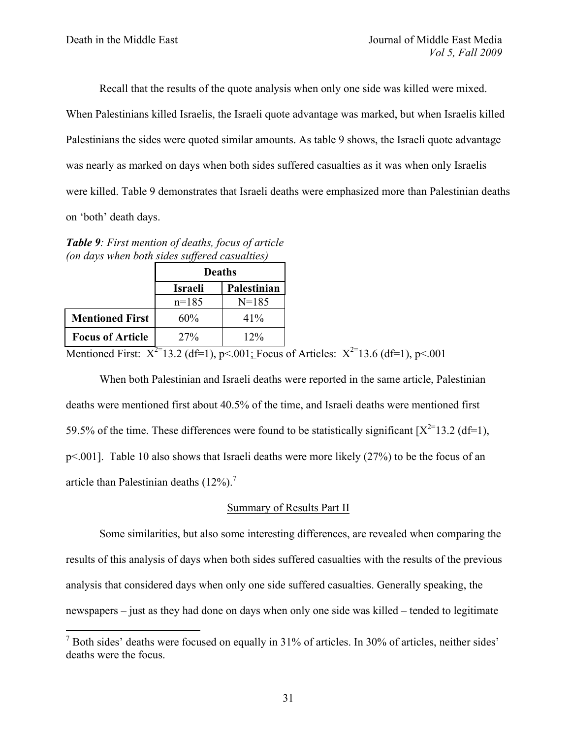Recall that the results of the quote analysis when only one side was killed were mixed. When Palestinians killed Israelis, the Israeli quote advantage was marked, but when Israelis killed Palestinians the sides were quoted similar amounts. As table 9 shows, the Israeli quote advantage was nearly as marked on days when both sides suffered casualties as it was when only Israelis were killed. Table 9 demonstrates that Israeli deaths were emphasized more than Palestinian deaths on 'both' death days.

***Table 9**: First mention of deaths, focus of article (on days when both sides suffered casualties)*

| | Deaths | |
|---|---|---|
| | **Israeli** | **Palestinian** |
| | n=185 | N=185 |
| **Mentioned First** | 60% | 41% |
| **Focus of Article** | 27% | 12% |

Mentioned First: $X^{2=}13.2$ (df=1), p<.001; Focus of Articles: $X^{2=}13.6$ (df=1), p<.001

When both Palestinian and Israeli deaths were reported in the same article, Palestinian deaths were mentioned first about 40.5% of the time, and Israeli deaths were mentioned first 59.5% of the time. These differences were found to be statistically significant [$X^{2=}13.2$ (df=1), p<.001]. Table 10 also shows that Israeli deaths were more likely (27%) to be the focus of an article than Palestinian deaths (12%).[7]

## Summary of Results Part II

Some similarities, but also some interesting differences, are revealed when comparing the results of this analysis of days when both sides suffered casualties with the results of the previous analysis that considered days when only one side suffered casualties. Generally speaking, the newspapers – just as they had done on days when only one side was killed – tended to legitimate

[7] Both sides' deaths were focused on equally in 31% of articles. In 30% of articles, neither sides' deaths were the focus.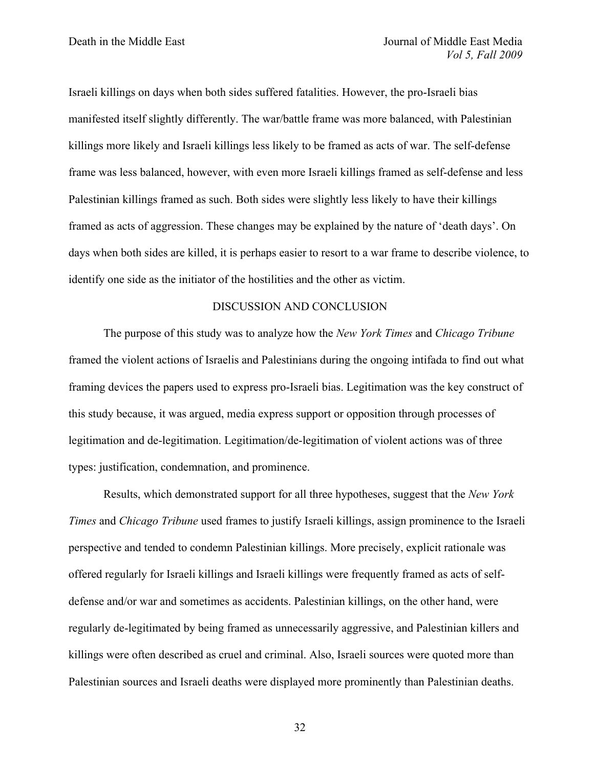Israeli killings on days when both sides suffered fatalities. However, the pro-Israeli bias manifested itself slightly differently. The war/battle frame was more balanced, with Palestinian killings more likely and Israeli killings less likely to be framed as acts of war. The self-defense frame was less balanced, however, with even more Israeli killings framed as self-defense and less Palestinian killings framed as such. Both sides were slightly less likely to have their killings framed as acts of aggression. These changes may be explained by the nature of 'death days'. On days when both sides are killed, it is perhaps easier to resort to a war frame to describe violence, to identify one side as the initiator of the hostilities and the other as victim.

## DISCUSSION AND CONCLUSION

The purpose of this study was to analyze how the *New York Times* and *Chicago Tribune* framed the violent actions of Israelis and Palestinians during the ongoing intifada to find out what framing devices the papers used to express pro-Israeli bias. Legitimation was the key construct of this study because, it was argued, media express support or opposition through processes of legitimation and de-legitimation. Legitimation/de-legitimation of violent actions was of three types: justification, condemnation, and prominence.

Results, which demonstrated support for all three hypotheses, suggest that the *New York Times* and *Chicago Tribune* used frames to justify Israeli killings, assign prominence to the Israeli perspective and tended to condemn Palestinian killings. More precisely, explicit rationale was offered regularly for Israeli killings and Israeli killings were frequently framed as acts of self-defense and/or war and sometimes as accidents. Palestinian killings, on the other hand, were regularly de-legitimated by being framed as unnecessarily aggressive, and Palestinian killers and killings were often described as cruel and criminal. Also, Israeli sources were quoted more than Palestinian sources and Israeli deaths were displayed more prominently than Palestinian deaths.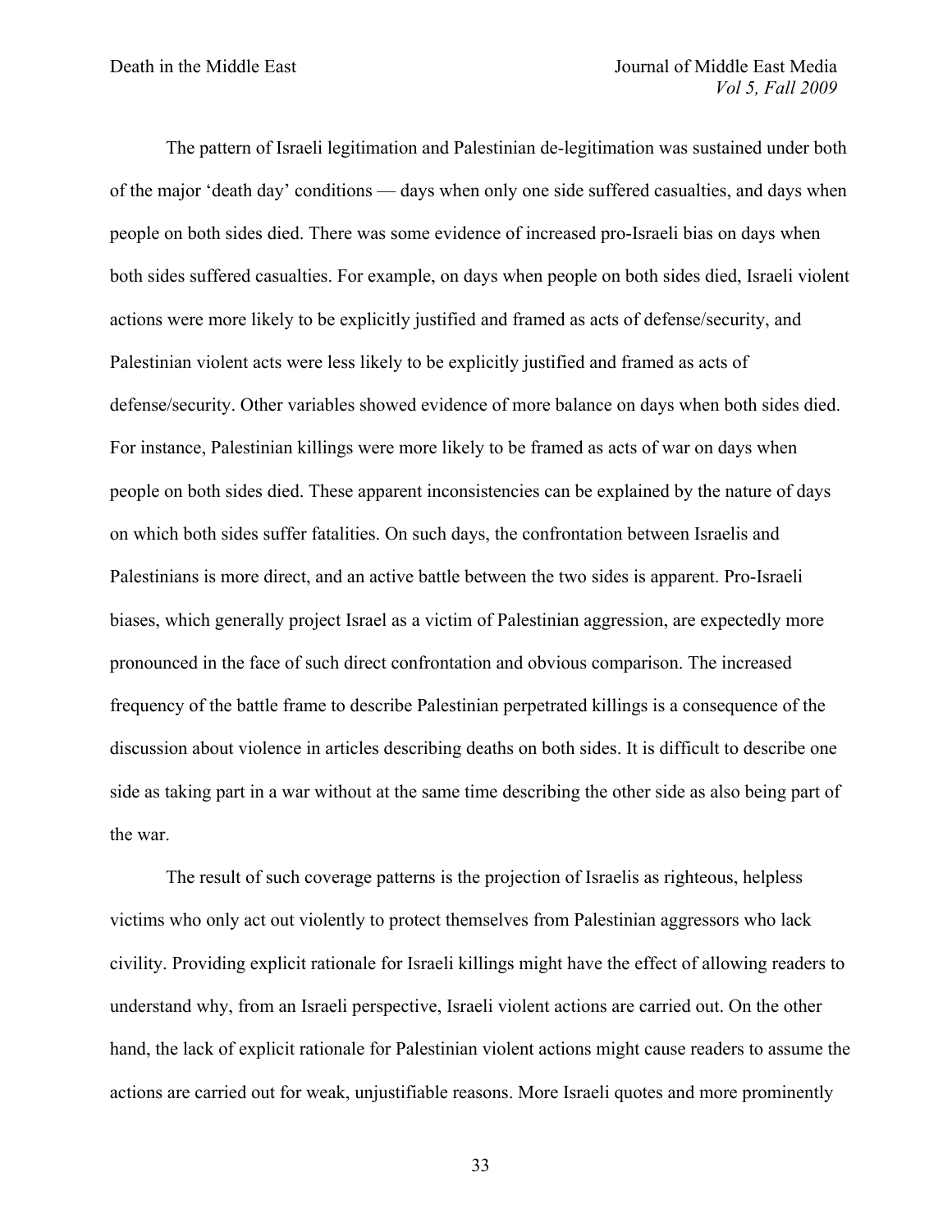The pattern of Israeli legitimation and Palestinian de-legitimation was sustained under both of the major 'death day' conditions — days when only one side suffered casualties, and days when people on both sides died. There was some evidence of increased pro-Israeli bias on days when both sides suffered casualties. For example, on days when people on both sides died, Israeli violent actions were more likely to be explicitly justified and framed as acts of defense/security, and Palestinian violent acts were less likely to be explicitly justified and framed as acts of defense/security. Other variables showed evidence of more balance on days when both sides died. For instance, Palestinian killings were more likely to be framed as acts of war on days when people on both sides died. These apparent inconsistencies can be explained by the nature of days on which both sides suffer fatalities. On such days, the confrontation between Israelis and Palestinians is more direct, and an active battle between the two sides is apparent. Pro-Israeli biases, which generally project Israel as a victim of Palestinian aggression, are expectedly more pronounced in the face of such direct confrontation and obvious comparison. The increased frequency of the battle frame to describe Palestinian perpetrated killings is a consequence of the discussion about violence in articles describing deaths on both sides. It is difficult to describe one side as taking part in a war without at the same time describing the other side as also being part of the war.

The result of such coverage patterns is the projection of Israelis as righteous, helpless victims who only act out violently to protect themselves from Palestinian aggressors who lack civility. Providing explicit rationale for Israeli killings might have the effect of allowing readers to understand why, from an Israeli perspective, Israeli violent actions are carried out. On the other hand, the lack of explicit rationale for Palestinian violent actions might cause readers to assume the actions are carried out for weak, unjustifiable reasons. More Israeli quotes and more prominently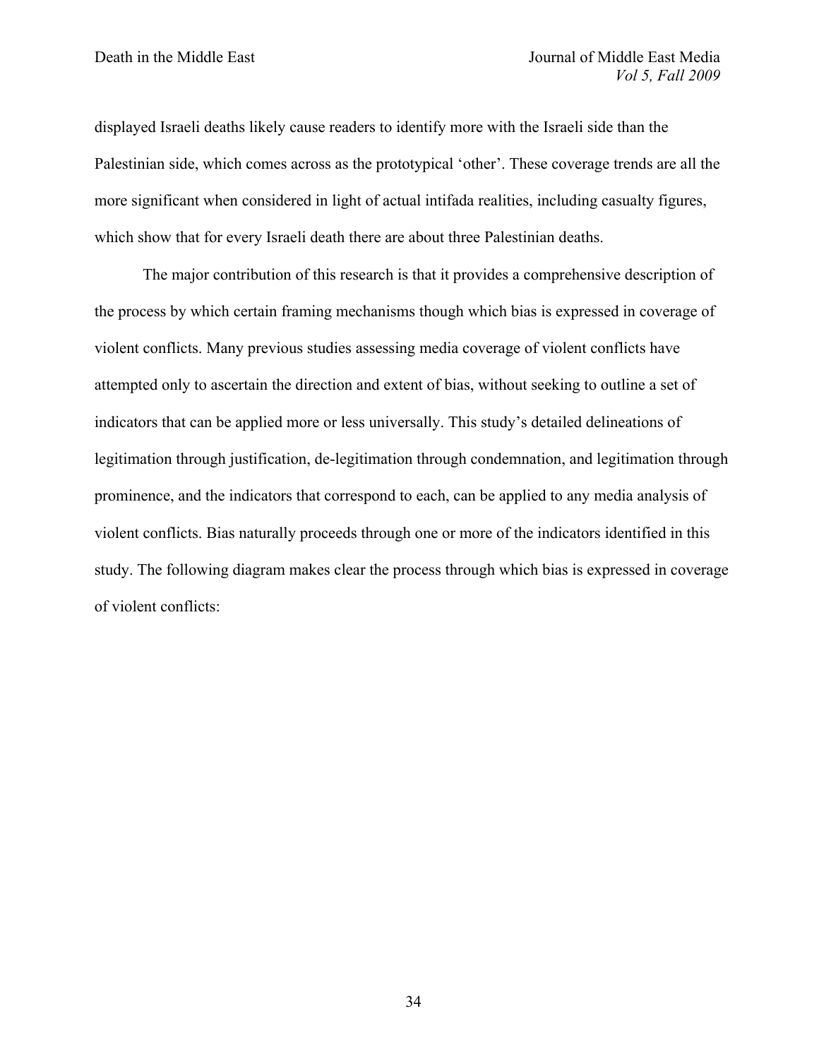displayed Israeli deaths likely cause readers to identify more with the Israeli side than the Palestinian side, which comes across as the prototypical 'other'. These coverage trends are all the more significant when considered in light of actual intifada realities, including casualty figures, which show that for every Israeli death there are about three Palestinian deaths.

The major contribution of this research is that it provides a comprehensive description of the process by which certain framing mechanisms though which bias is expressed in coverage of violent conflicts. Many previous studies assessing media coverage of violent conflicts have attempted only to ascertain the direction and extent of bias, without seeking to outline a set of indicators that can be applied more or less universally. This study's detailed delineations of legitimation through justification, de-legitimation through condemnation, and legitimation through prominence, and the indicators that correspond to each, can be applied to any media analysis of violent conflicts. Bias naturally proceeds through one or more of the indicators identified in this study. The following diagram makes clear the process through which bias is expressed in coverage of violent conflicts: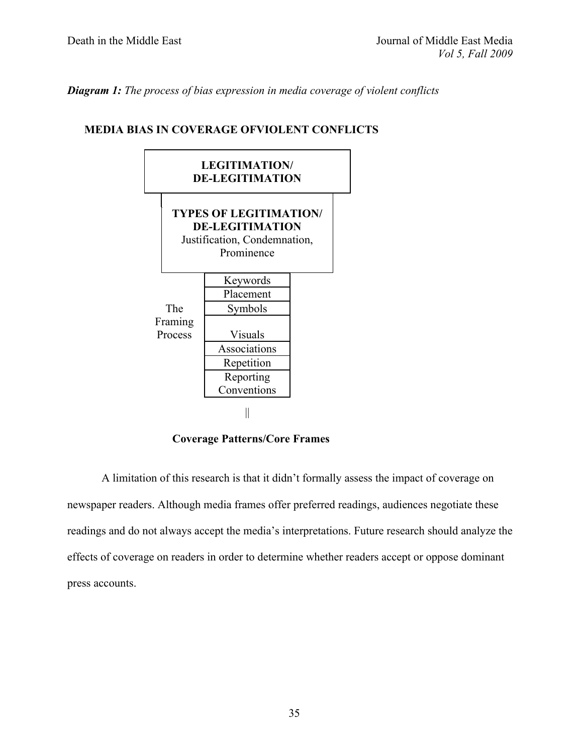***Diagram 1:*** *The process of bias expression in media coverage of violent conflicts*

**MEDIA BIAS IN COVERAGE OFVIOLENT CONFLICTS**

**LEGITIMATION/ DE-LEGITIMATION**

**TYPES OF LEGITIMATION/ DE-LEGITIMATION**
Justification, Condemnation, Prominence

The Framing Process

- Keywords
- Placement
- Symbols
- Visuals
- Associations
- Repetition
- Reporting Conventions

||

**Coverage Patterns/Core Frames**

A limitation of this research is that it didn't formally assess the impact of coverage on newspaper readers. Although media frames offer preferred readings, audiences negotiate these readings and do not always accept the media's interpretations. Future research should analyze the effects of coverage on readers in order to determine whether readers accept or oppose dominant press accounts.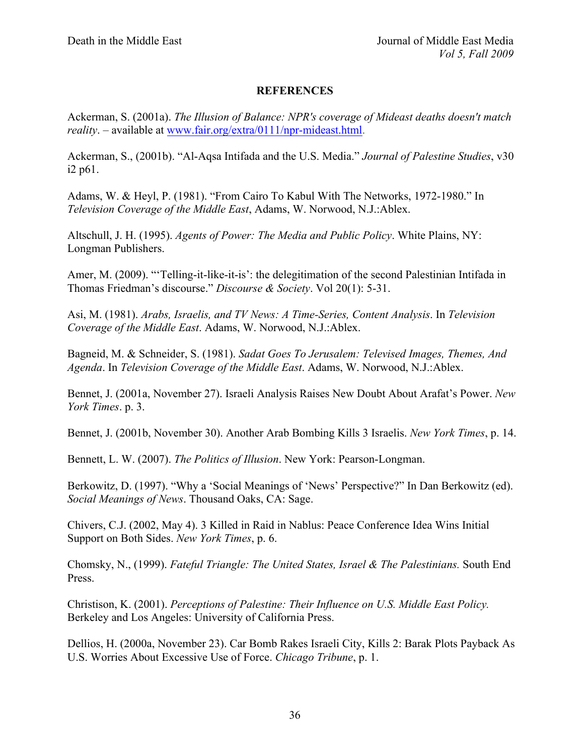**REFERENCES**

Ackerman, S. (2001a). *The Illusion of Balance: NPR's coverage of Mideast deaths doesn't match reality*. – available at www.fair.org/extra/0111/npr-mideast.html.

Ackerman, S., (2001b). "Al-Aqsa Intifada and the U.S. Media." *Journal of Palestine Studies*, v30 i2 p61.

Adams, W. & Heyl, P. (1981). "From Cairo To Kabul With The Networks, 1972-1980." In *Television Coverage of the Middle East*, Adams, W. Norwood, N.J.:Ablex.

Altschull, J. H. (1995). *Agents of Power: The Media and Public Policy*. White Plains, NY: Longman Publishers.

Amer, M. (2009). "'Telling-it-like-it-is': the delegitimation of the second Palestinian Intifada in Thomas Friedman's discourse." *Discourse & Society*. Vol 20(1): 5-31.

Asi, M. (1981). *Arabs, Israelis, and TV News: A Time-Series, Content Analysis*. In *Television Coverage of the Middle East*. Adams, W. Norwood, N.J.:Ablex.

Bagneid, M. & Schneider, S. (1981). *Sadat Goes To Jerusalem: Televised Images, Themes, And Agenda*. In *Television Coverage of the Middle East*. Adams, W. Norwood, N.J.:Ablex.

Bennet, J. (2001a, November 27). Israeli Analysis Raises New Doubt About Arafat's Power. *New York Times*. p. 3.

Bennet, J. (2001b, November 30). Another Arab Bombing Kills 3 Israelis. *New York Times*, p. 14.

Bennett, L. W. (2007). *The Politics of Illusion*. New York: Pearson-Longman.

Berkowitz, D. (1997). "Why a 'Social Meanings of 'News' Perspective?" In Dan Berkowitz (ed). *Social Meanings of News*. Thousand Oaks, CA: Sage.

Chivers, C.J. (2002, May 4). 3 Killed in Raid in Nablus: Peace Conference Idea Wins Initial Support on Both Sides. *New York Times*, p. 6.

Chomsky, N., (1999). *Fateful Triangle: The United States, Israel & The Palestinians.* South End Press.

Christison, K. (2001). *Perceptions of Palestine: Their Influence on U.S. Middle East Policy.* Berkeley and Los Angeles: University of California Press.

Dellios, H. (2000a, November 23). Car Bomb Rakes Israeli City, Kills 2: Barak Plots Payback As U.S. Worries About Excessive Use of Force. *Chicago Tribune*, p. 1.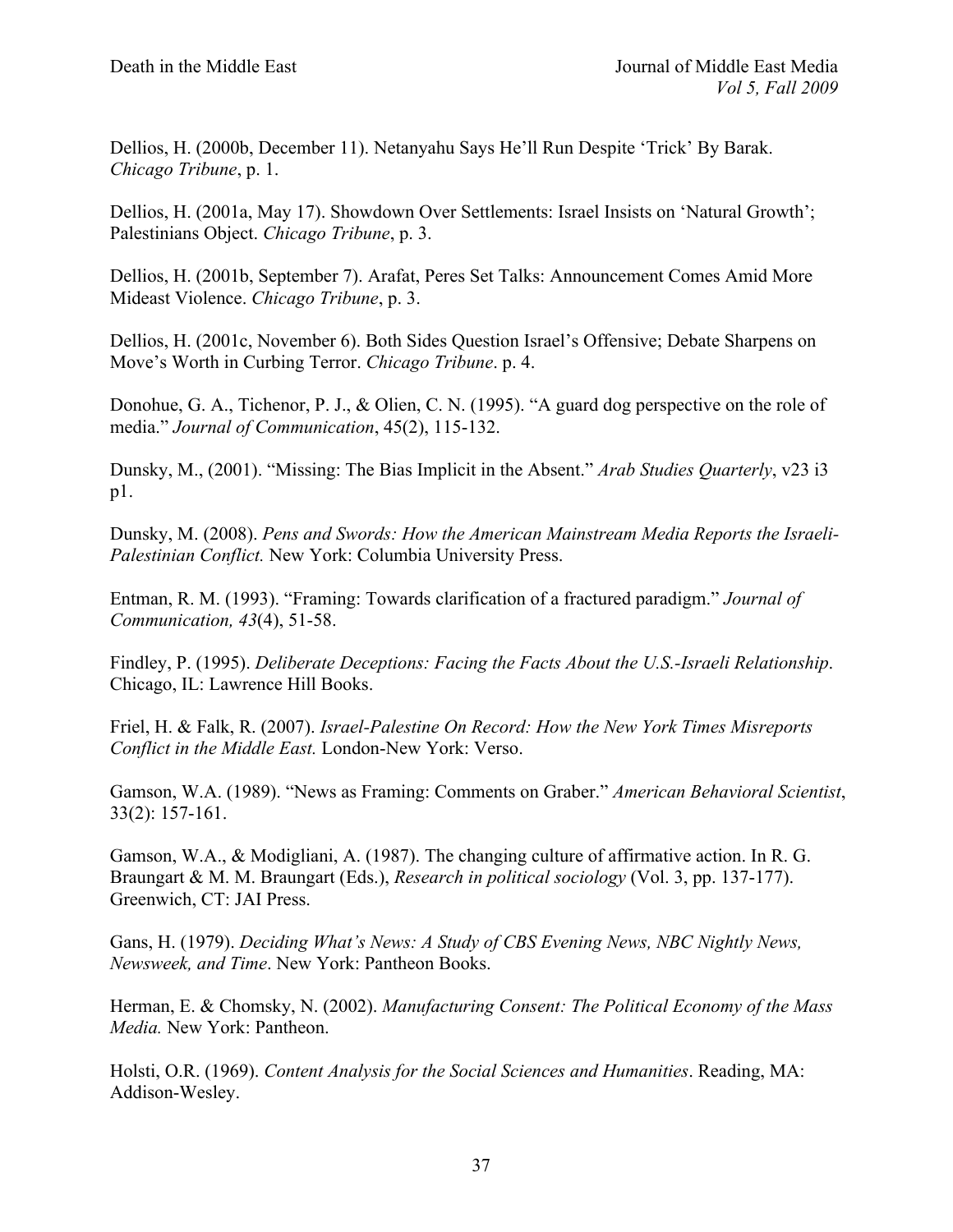Dellios, H. (2000b, December 11). Netanyahu Says He'll Run Despite 'Trick' By Barak. *Chicago Tribune*, p. 1.

Dellios, H. (2001a, May 17). Showdown Over Settlements: Israel Insists on 'Natural Growth'; Palestinians Object. *Chicago Tribune*, p. 3.

Dellios, H. (2001b, September 7). Arafat, Peres Set Talks: Announcement Comes Amid More Mideast Violence. *Chicago Tribune*, p. 3.

Dellios, H. (2001c, November 6). Both Sides Question Israel's Offensive; Debate Sharpens on Move's Worth in Curbing Terror. *Chicago Tribune*. p. 4.

Donohue, G. A., Tichenor, P. J., & Olien, C. N. (1995). "A guard dog perspective on the role of media." *Journal of Communication*, 45(2), 115-132.

Dunsky, M., (2001). "Missing: The Bias Implicit in the Absent." *Arab Studies Quarterly*, v23 i3 p1.

Dunsky, M. (2008). *Pens and Swords: How the American Mainstream Media Reports the Israeli-Palestinian Conflict.* New York: Columbia University Press.

Entman, R. M. (1993). "Framing: Towards clarification of a fractured paradigm." *Journal of Communication, 43*(4), 51-58.

Findley, P. (1995). *Deliberate Deceptions: Facing the Facts About the U.S.-Israeli Relationship*. Chicago, IL: Lawrence Hill Books.

Friel, H. & Falk, R. (2007). *Israel-Palestine On Record: How the New York Times Misreports Conflict in the Middle East.* London-New York: Verso.

Gamson, W.A. (1989). "News as Framing: Comments on Graber." *American Behavioral Scientist*, 33(2): 157-161.

Gamson, W.A., & Modigliani, A. (1987). The changing culture of affirmative action. In R. G. Braungart & M. M. Braungart (Eds.), *Research in political sociology* (Vol. 3, pp. 137-177). Greenwich, CT: JAI Press.

Gans, H. (1979). *Deciding What's News: A Study of CBS Evening News, NBC Nightly News, Newsweek, and Time*. New York: Pantheon Books.

Herman, E. & Chomsky, N. (2002). *Manufacturing Consent: The Political Economy of the Mass Media.* New York: Pantheon.

Holsti, O.R. (1969). *Content Analysis for the Social Sciences and Humanities*. Reading, MA: Addison-Wesley.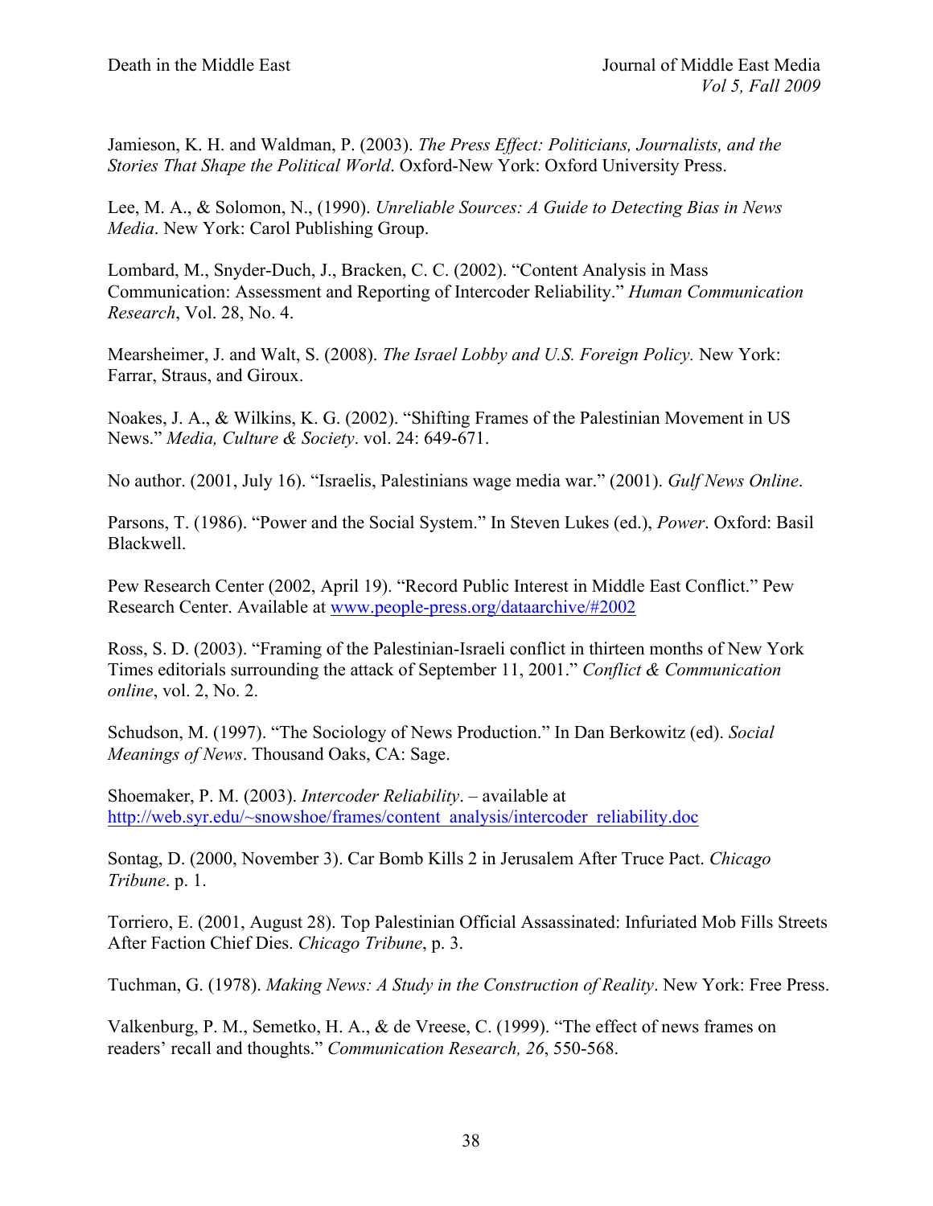Jamieson, K. H. and Waldman, P. (2003). *The Press Effect: Politicians, Journalists, and the Stories That Shape the Political World*. Oxford-New York: Oxford University Press.

Lee, M. A., & Solomon, N., (1990). *Unreliable Sources: A Guide to Detecting Bias in News Media*. New York: Carol Publishing Group.

Lombard, M., Snyder-Duch, J., Bracken, C. C. (2002). "Content Analysis in Mass Communication: Assessment and Reporting of Intercoder Reliability." *Human Communication Research*, Vol. 28, No. 4.

Mearsheimer, J. and Walt, S. (2008). *The Israel Lobby and U.S. Foreign Policy.* New York: Farrar, Straus, and Giroux.

Noakes, J. A., & Wilkins, K. G. (2002). "Shifting Frames of the Palestinian Movement in US News." *Media, Culture & Society*. vol. 24: 649-671.

No author. (2001, July 16). "Israelis, Palestinians wage media war." (2001). *Gulf News Online*.

Parsons, T. (1986). "Power and the Social System." In Steven Lukes (ed.), *Power*. Oxford: Basil Blackwell.

Pew Research Center (2002, April 19). "Record Public Interest in Middle East Conflict." Pew Research Center. Available at www.people-press.org/dataarchive/#2002

Ross, S. D. (2003). "Framing of the Palestinian-Israeli conflict in thirteen months of New York Times editorials surrounding the attack of September 11, 2001." *Conflict & Communication online*, vol. 2, No. 2.

Schudson, M. (1997). "The Sociology of News Production." In Dan Berkowitz (ed). *Social Meanings of News*. Thousand Oaks, CA: Sage.

Shoemaker, P. M. (2003). *Intercoder Reliability*. – available at http://web.syr.edu/~snowshoe/frames/content_analysis/intercoder_reliability.doc

Sontag, D. (2000, November 3). Car Bomb Kills 2 in Jerusalem After Truce Pact. *Chicago Tribune*. p. 1.

Torriero, E. (2001, August 28). Top Palestinian Official Assassinated: Infuriated Mob Fills Streets After Faction Chief Dies. *Chicago Tribune*, p. 3.

Tuchman, G. (1978). *Making News: A Study in the Construction of Reality*. New York: Free Press.

Valkenburg, P. M., Semetko, H. A., & de Vreese, C. (1999). "The effect of news frames on readers' recall and thoughts." *Communication Research, 26*, 550-568.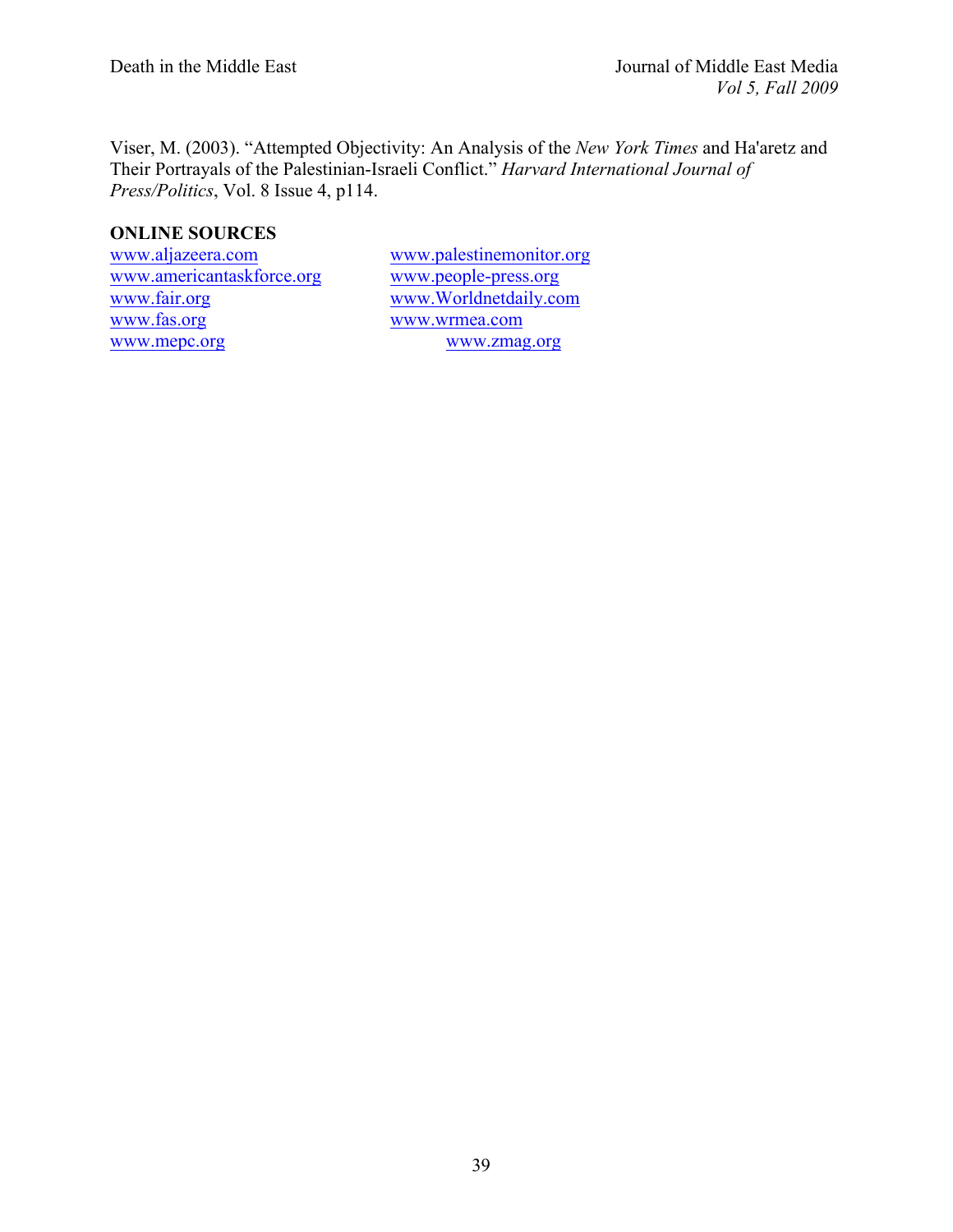Viser, M. (2003). "Attempted Objectivity: An Analysis of the *New York Times* and Ha'aretz and Their Portrayals of the Palestinian-Israeli Conflict." *Harvard International Journal of Press/Politics*, Vol. 8 Issue 4, p114.

**ONLINE SOURCES**

www.aljazeera.com
www.americantaskforce.org
www.fair.org
www.fas.org
www.mepc.org
www.palestinemonitor.org
www.people-press.org
www.Worldnetdaily.com
www.wrmea.com
www.zmag.org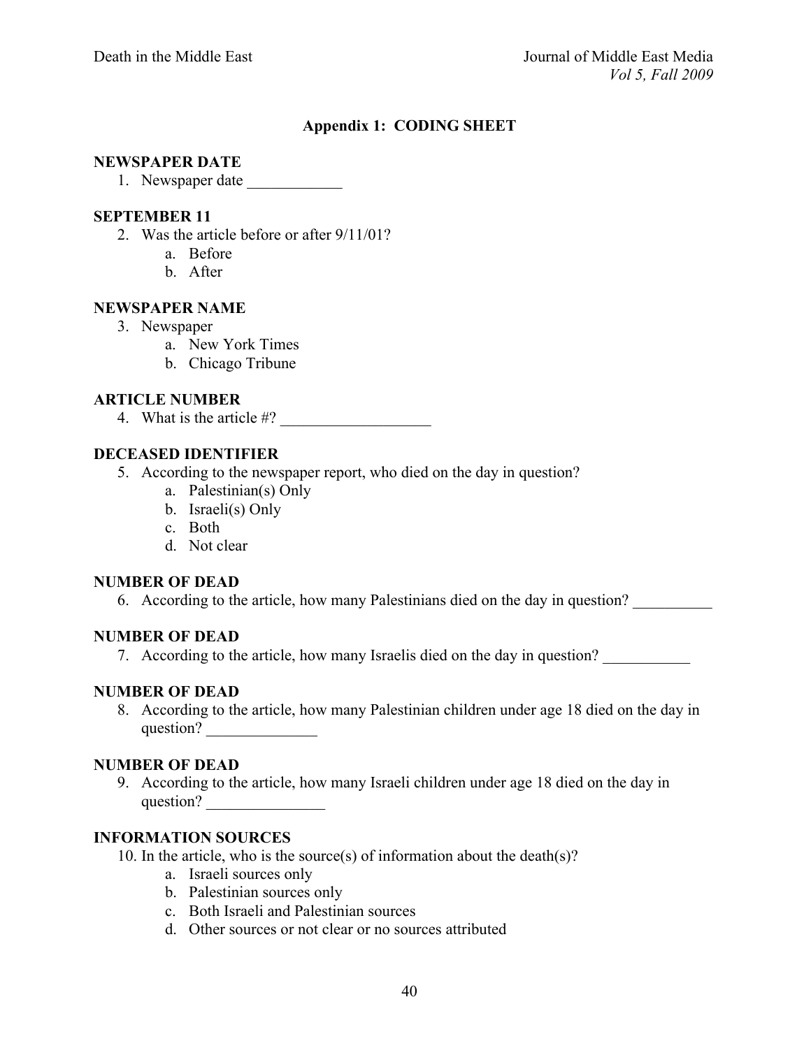## Appendix 1: CODING SHEET

**NEWSPAPER DATE**

1. Newspaper date ____________

**SEPTEMBER 11**

2. Was the article before or after 9/11/01?
   a. Before
   b. After

**NEWSPAPER NAME**

3. Newspaper
   a. New York Times
   b. Chicago Tribune

**ARTICLE NUMBER**

4. What is the article #? ___________________

**DECEASED IDENTIFIER**

5. According to the newspaper report, who died on the day in question?
   a. Palestinian(s) Only
   b. Israeli(s) Only
   c. Both
   d. Not clear

**NUMBER OF DEAD**

6. According to the article, how many Palestinians died on the day in question? __________

**NUMBER OF DEAD**

7. According to the article, how many Israelis died on the day in question? ___________

**NUMBER OF DEAD**

8. According to the article, how many Palestinian children under age 18 died on the day in question? ______________

**NUMBER OF DEAD**

9. According to the article, how many Israeli children under age 18 died on the day in question? _______________

**INFORMATION SOURCES**

10. In the article, who is the source(s) of information about the death(s)?
    a. Israeli sources only
    b. Palestinian sources only
    c. Both Israeli and Palestinian sources
    d. Other sources or not clear or no sources attributed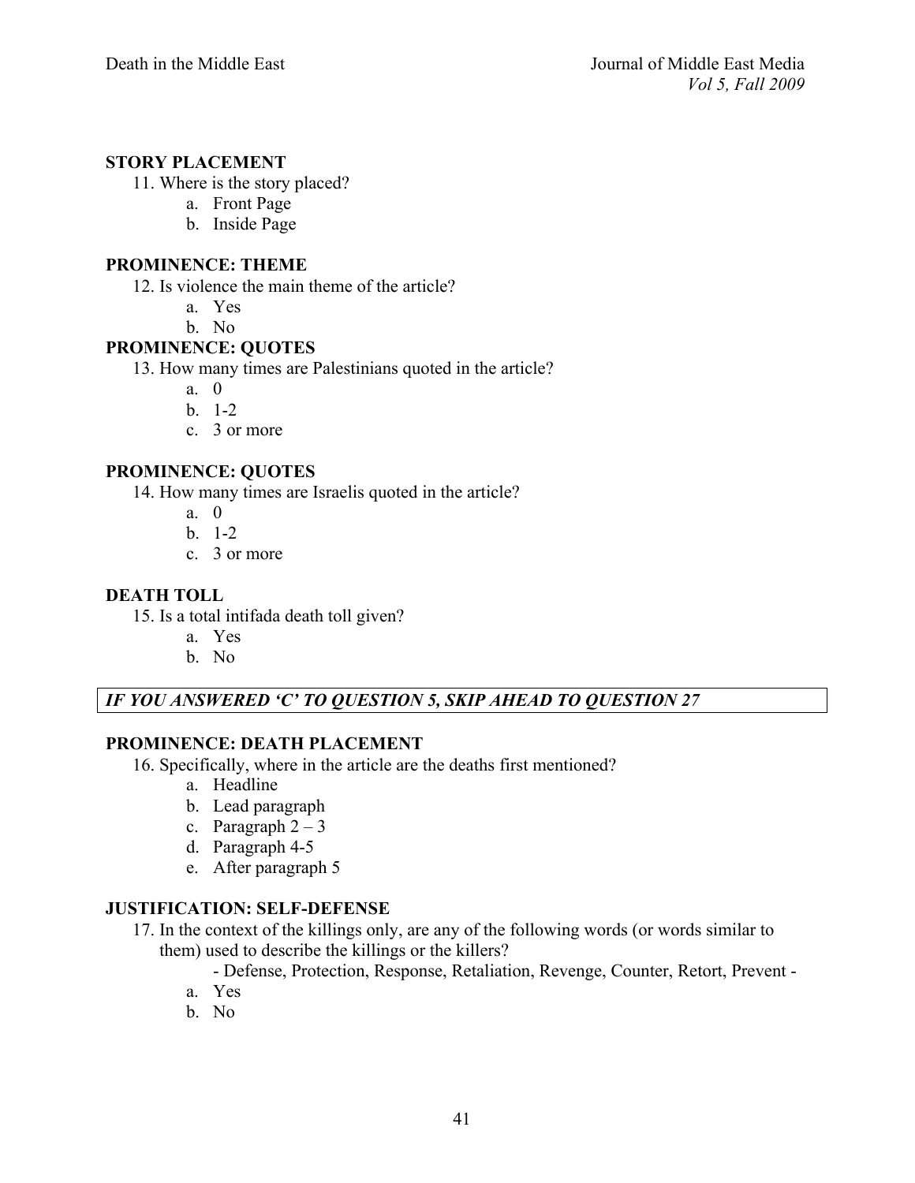**STORY PLACEMENT**

11. Where is the story placed?
    a. Front Page
    b. Inside Page

**PROMINENCE: THEME**

12. Is violence the main theme of the article?
    a. Yes
    b. No

**PROMINENCE: QUOTES**

13. How many times are Palestinians quoted in the article?
    a. 0
    b. 1-2
    c. 3 or more

**PROMINENCE: QUOTES**

14. How many times are Israelis quoted in the article?
    a. 0
    b. 1-2
    c. 3 or more

**DEATH TOLL**

15. Is a total intifada death toll given?
    a. Yes
    b. No

***IF YOU ANSWERED 'C' TO QUESTION 5, SKIP AHEAD TO QUESTION 27***

**PROMINENCE: DEATH PLACEMENT**

16. Specifically, where in the article are the deaths first mentioned?
    a. Headline
    b. Lead paragraph
    c. Paragraph 2 – 3
    d. Paragraph 4-5
    e. After paragraph 5

**JUSTIFICATION: SELF-DEFENSE**

17. In the context of the killings only, are any of the following words (or words similar to them) used to describe the killings or the killers?

    - Defense, Protection, Response, Retaliation, Revenge, Counter, Retort, Prevent -

    a. Yes
    b. No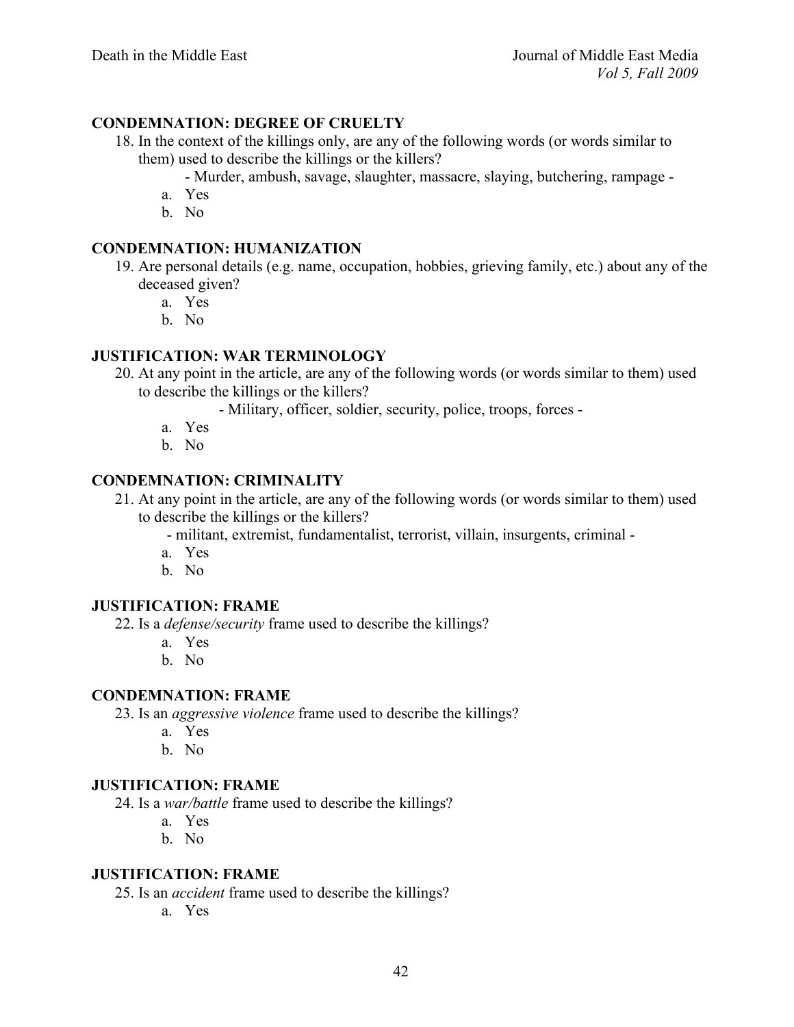**CONDEMNATION: DEGREE OF CRUELTY**

18. In the context of the killings only, are any of the following words (or words similar to them) used to describe the killings or the killers?

    - Murder, ambush, savage, slaughter, massacre, slaying, butchering, rampage -

    a. Yes
    b. No

**CONDEMNATION: HUMANIZATION**

19. Are personal details (e.g. name, occupation, hobbies, grieving family, etc.) about any of the deceased given?

    a. Yes
    b. No

**JUSTIFICATION: WAR TERMINOLOGY**

20. At any point in the article, are any of the following words (or words similar to them) used to describe the killings or the killers?

    - Military, officer, soldier, security, police, troops, forces -

    a. Yes
    b. No

**CONDEMNATION: CRIMINALITY**

21. At any point in the article, are any of the following words (or words similar to them) used to describe the killings or the killers?

    - militant, extremist, fundamentalist, terrorist, villain, insurgents, criminal -

    a. Yes
    b. No

**JUSTIFICATION: FRAME**

22. Is a *defense/security* frame used to describe the killings?

    a. Yes
    b. No

**CONDEMNATION: FRAME**

23. Is an *aggressive violence* frame used to describe the killings?

    a. Yes
    b. No

**JUSTIFICATION: FRAME**

24. Is a *war/battle* frame used to describe the killings?

    a. Yes
    b. No

**JUSTIFICATION: FRAME**

25. Is an *accident* frame used to describe the killings?

    a. Yes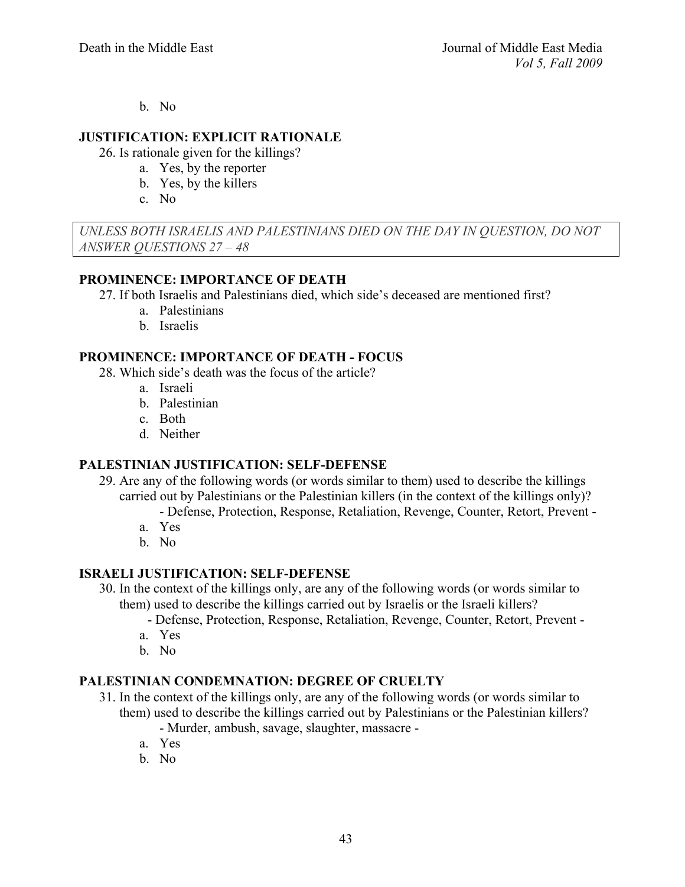b. No

**JUSTIFICATION: EXPLICIT RATIONALE**

26. Is rationale given for the killings?
    a. Yes, by the reporter
    b. Yes, by the killers
    c. No

*UNLESS BOTH ISRAELIS AND PALESTINIANS DIED ON THE DAY IN QUESTION, DO NOT ANSWER QUESTIONS 27 – 48*

**PROMINENCE: IMPORTANCE OF DEATH**

27. If both Israelis and Palestinians died, which side's deceased are mentioned first?
    a. Palestinians
    b. Israelis

**PROMINENCE: IMPORTANCE OF DEATH - FOCUS**

28. Which side's death was the focus of the article?
    a. Israeli
    b. Palestinian
    c. Both
    d. Neither

**PALESTINIAN JUSTIFICATION: SELF-DEFENSE**

29. Are any of the following words (or words similar to them) used to describe the killings carried out by Palestinians or the Palestinian killers (in the context of the killings only)?
    - Defense, Protection, Response, Retaliation, Revenge, Counter, Retort, Prevent -
    
    a. Yes
    b. No

**ISRAELI JUSTIFICATION: SELF-DEFENSE**

30. In the context of the killings only, are any of the following words (or words similar to them) used to describe the killings carried out by Israelis or the Israeli killers?
    - Defense, Protection, Response, Retaliation, Revenge, Counter, Retort, Prevent -
    
    a. Yes
    b. No

**PALESTINIAN CONDEMNATION: DEGREE OF CRUELTY**

31. In the context of the killings only, are any of the following words (or words similar to them) used to describe the killings carried out by Palestinians or the Palestinian killers?
    - Murder, ambush, savage, slaughter, massacre -
    
    a. Yes
    b. No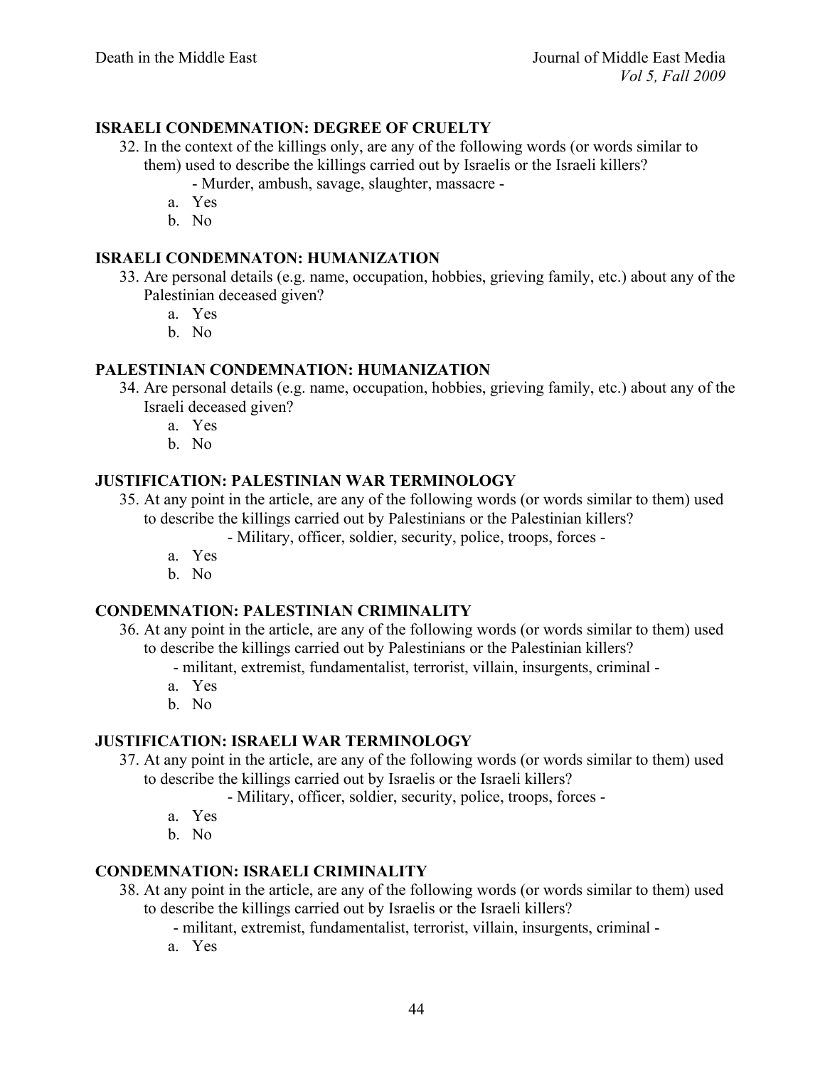**ISRAELI CONDEMNATION: DEGREE OF CRUELTY**

32. In the context of the killings only, are any of the following words (or words similar to them) used to describe the killings carried out by Israelis or the Israeli killers?
    - Murder, ambush, savage, slaughter, massacre -
    a. Yes
    b. No

**ISRAELI CONDEMNATON: HUMANIZATION**

33. Are personal details (e.g. name, occupation, hobbies, grieving family, etc.) about any of the Palestinian deceased given?
    a. Yes
    b. No

**PALESTINIAN CONDEMNATION: HUMANIZATION**

34. Are personal details (e.g. name, occupation, hobbies, grieving family, etc.) about any of the Israeli deceased given?
    a. Yes
    b. No

**JUSTIFICATION: PALESTINIAN WAR TERMINOLOGY**

35. At any point in the article, are any of the following words (or words similar to them) used to describe the killings carried out by Palestinians or the Palestinian killers?
    - Military, officer, soldier, security, police, troops, forces -
    a. Yes
    b. No

**CONDEMNATION: PALESTINIAN CRIMINALITY**

36. At any point in the article, are any of the following words (or words similar to them) used to describe the killings carried out by Palestinians or the Palestinian killers?
    - militant, extremist, fundamentalist, terrorist, villain, insurgents, criminal -
    a. Yes
    b. No

**JUSTIFICATION: ISRAELI WAR TERMINOLOGY**

37. At any point in the article, are any of the following words (or words similar to them) used to describe the killings carried out by Israelis or the Israeli killers?
    - Military, officer, soldier, security, police, troops, forces -
    a. Yes
    b. No

**CONDEMNATION: ISRAELI CRIMINALITY**

38. At any point in the article, are any of the following words (or words similar to them) used to describe the killings carried out by Israelis or the Israeli killers?
    - militant, extremist, fundamentalist, terrorist, villain, insurgents, criminal -
    a. Yes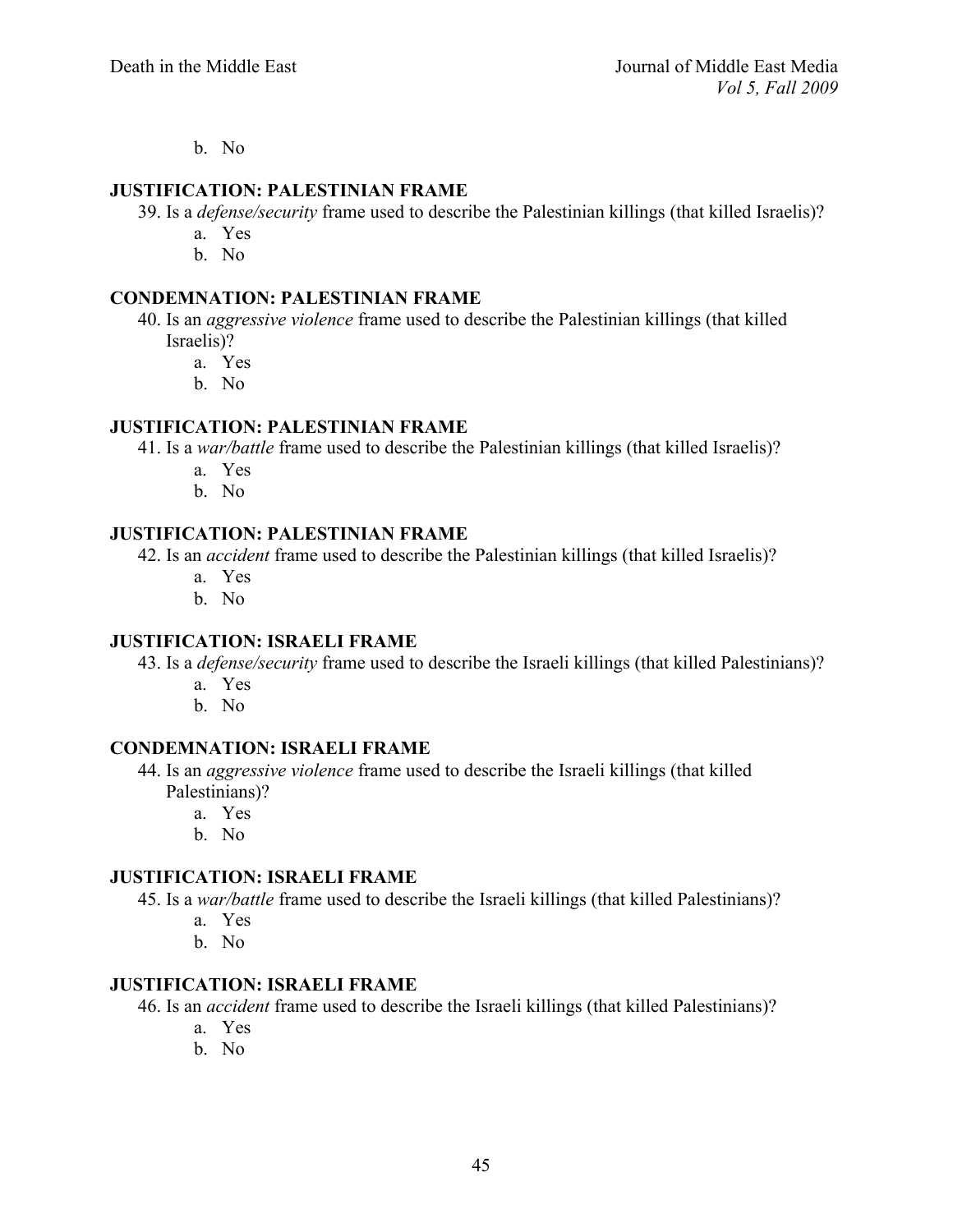b. No

**JUSTIFICATION: PALESTINIAN FRAME**

39. Is a *defense/security* frame used to describe the Palestinian killings (that killed Israelis)?
    a. Yes
    b. No

**CONDEMNATION: PALESTINIAN FRAME**

40. Is an *aggressive violence* frame used to describe the Palestinian killings (that killed Israelis)?
    a. Yes
    b. No

**JUSTIFICATION: PALESTINIAN FRAME**

41. Is a *war/battle* frame used to describe the Palestinian killings (that killed Israelis)?
    a. Yes
    b. No

**JUSTIFICATION: PALESTINIAN FRAME**

42. Is an *accident* frame used to describe the Palestinian killings (that killed Israelis)?
    a. Yes
    b. No

**JUSTIFICATION: ISRAELI FRAME**

43. Is a *defense/security* frame used to describe the Israeli killings (that killed Palestinians)?
    a. Yes
    b. No

**CONDEMNATION: ISRAELI FRAME**

44. Is an *aggressive violence* frame used to describe the Israeli killings (that killed Palestinians)?
    a. Yes
    b. No

**JUSTIFICATION: ISRAELI FRAME**

45. Is a *war/battle* frame used to describe the Israeli killings (that killed Palestinians)?
    a. Yes
    b. No

**JUSTIFICATION: ISRAELI FRAME**

46. Is an *accident* frame used to describe the Israeli killings (that killed Palestinians)?
    a. Yes
    b. No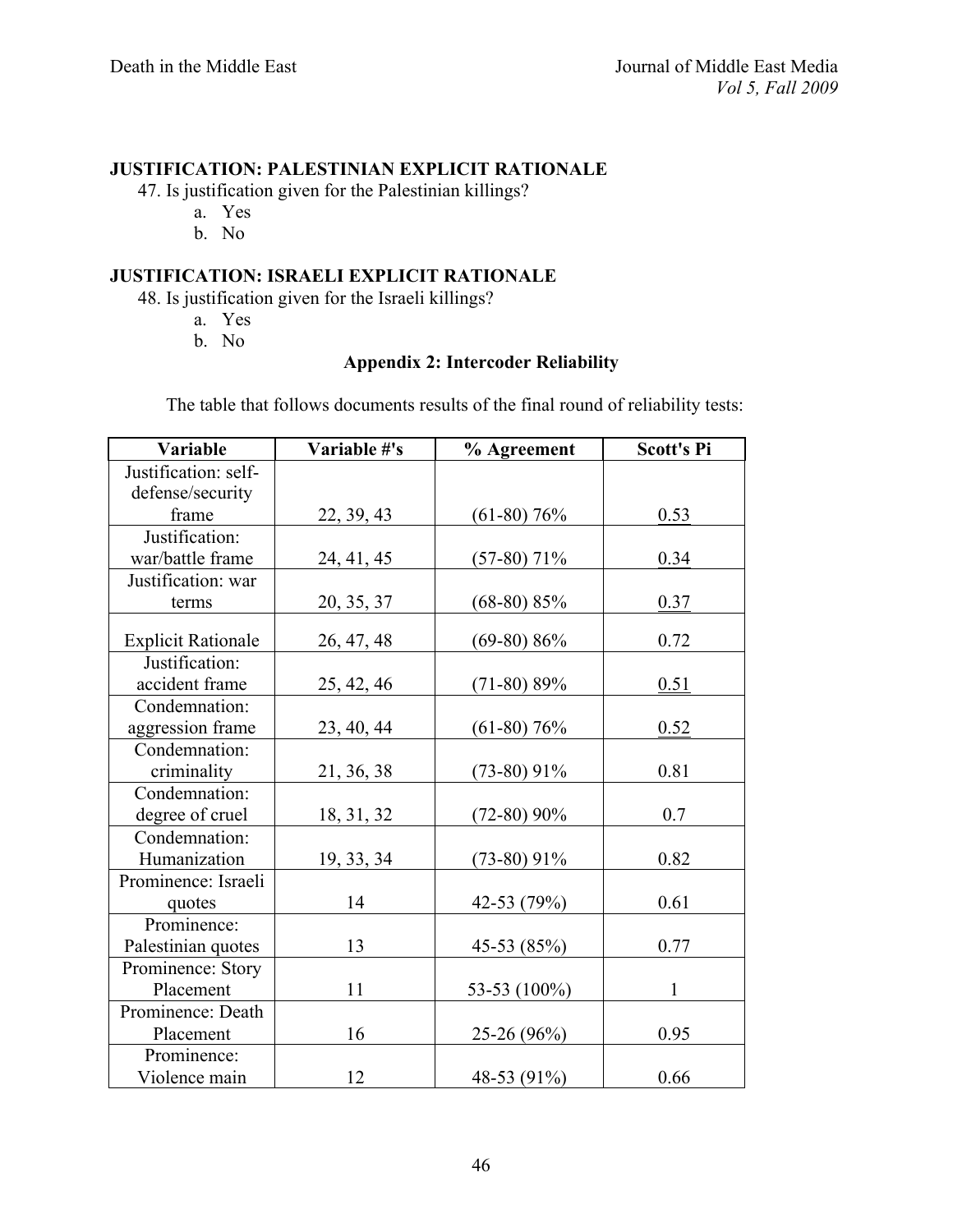**JUSTIFICATION: PALESTINIAN EXPLICIT RATIONALE**

47. Is justification given for the Palestinian killings?
    a. Yes
    b. No

**JUSTIFICATION: ISRAELI EXPLICIT RATIONALE**

48. Is justification given for the Israeli killings?
    a. Yes
    b. No

## Appendix 2: Intercoder Reliability

The table that follows documents results of the final round of reliability tests:

| Variable | Variable #'s | % Agreement | Scott's Pi |
|---|---|---|---|
| Justification: self-defense/security frame | 22, 39, 43 | (61-80) 76% | <u>0.53</u> |
| Justification: war/battle frame | 24, 41, 45 | (57-80) 71% | <u>0.34</u> |
| Justification: war terms | 20, 35, 37 | (68-80) 85% | <u>0.37</u> |
| Explicit Rationale | 26, 47, 48 | (69-80) 86% | 0.72 |
| Justification: accident frame | 25, 42, 46 | (71-80) 89% | <u>0.51</u> |
| Condemnation: aggression frame | 23, 40, 44 | (61-80) 76% | <u>0.52</u> |
| Condemnation: criminality | 21, 36, 38 | (73-80) 91% | 0.81 |
| Condemnation: degree of cruel | 18, 31, 32 | (72-80) 90% | 0.7 |
| Condemnation: Humanization | 19, 33, 34 | (73-80) 91% | 0.82 |
| Prominence: Israeli quotes | 14 | 42-53 (79%) | 0.61 |
| Prominence: Palestinian quotes | 13 | 45-53 (85%) | 0.77 |
| Prominence: Story Placement | 11 | 53-53 (100%) | 1 |
| Prominence: Death Placement | 16 | 25-26 (96%) | 0.95 |
| Prominence: Violence main | 12 | 48-53 (91%) | 0.66 |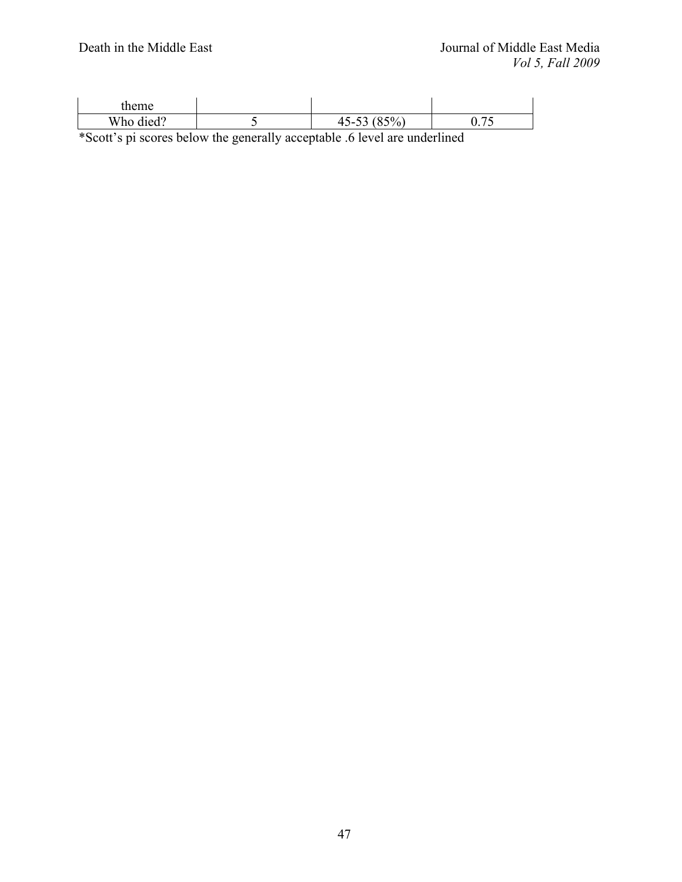| | | | |
|---|---|---|---|
| theme | | | |
| Who died? | 5 | 45-53 (85%) | 0.75 |

*Scott's pi scores below the generally acceptable .6 level are underlined